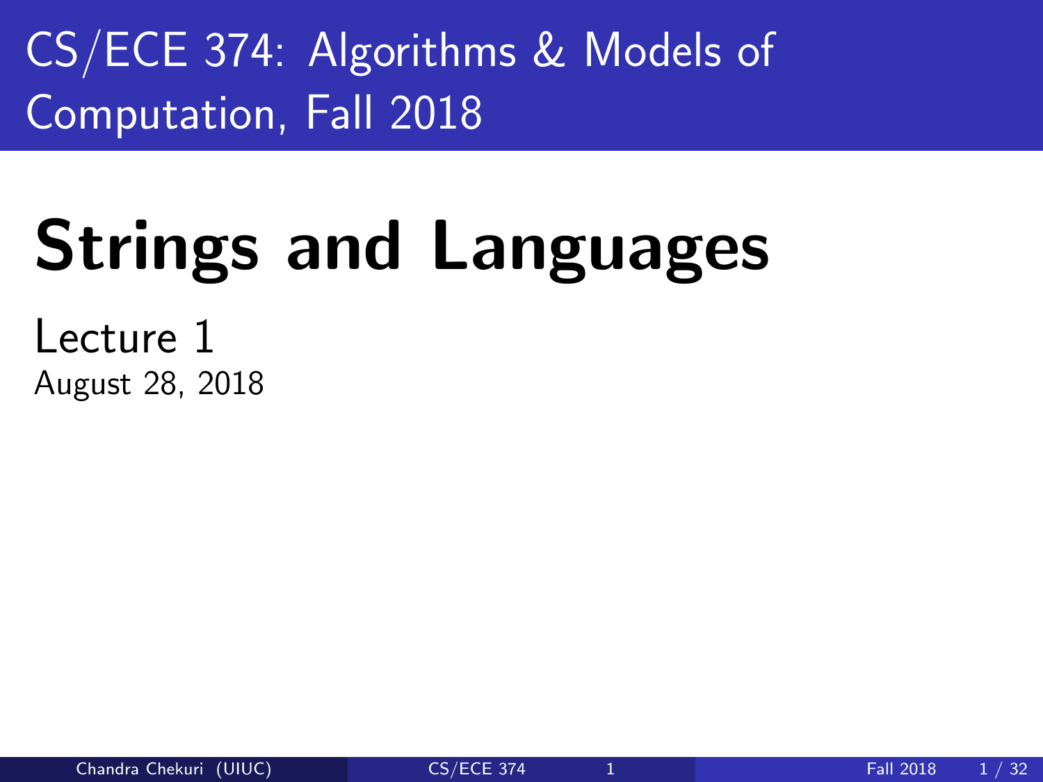# CS/ECE 374: Algorithms & Models of Computation, Fall 2018

# Strings and Languages

Lecture 1

August 28, 2018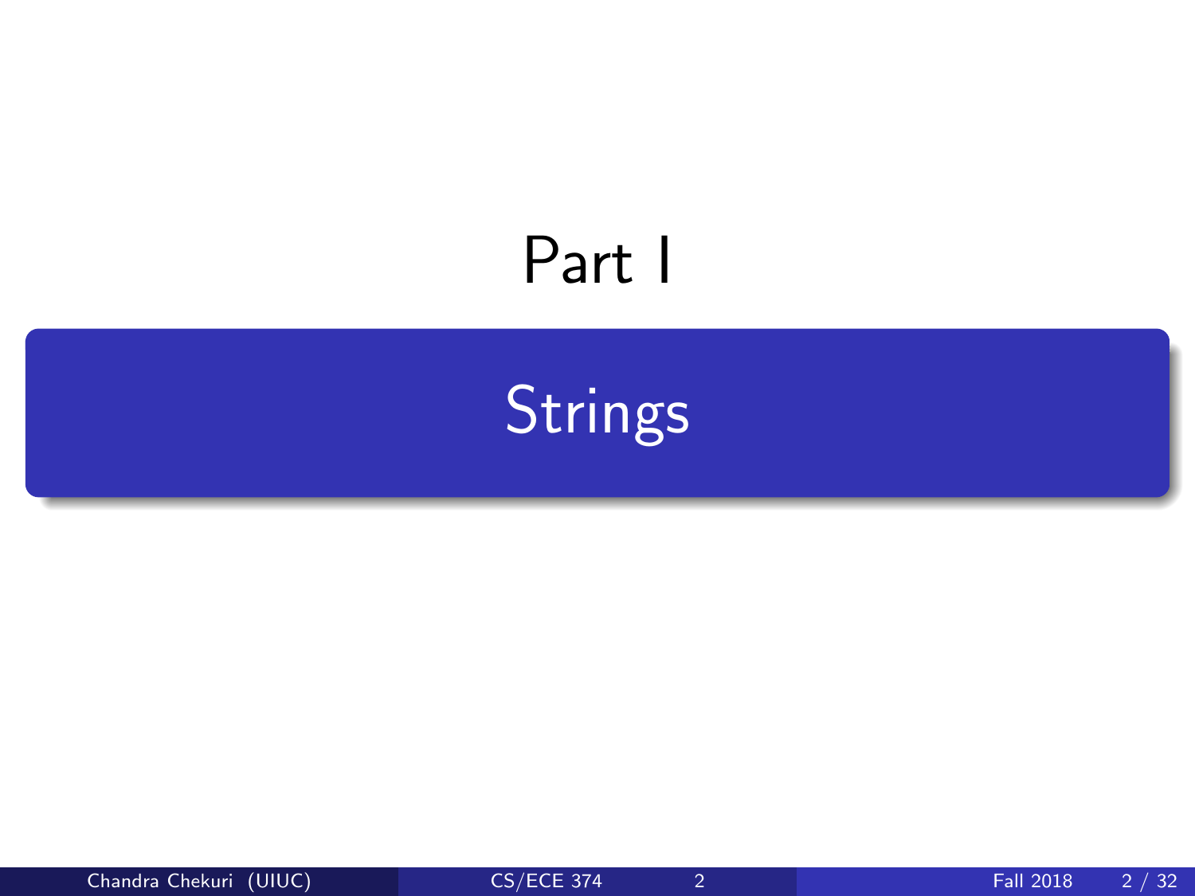# Part I

## Strings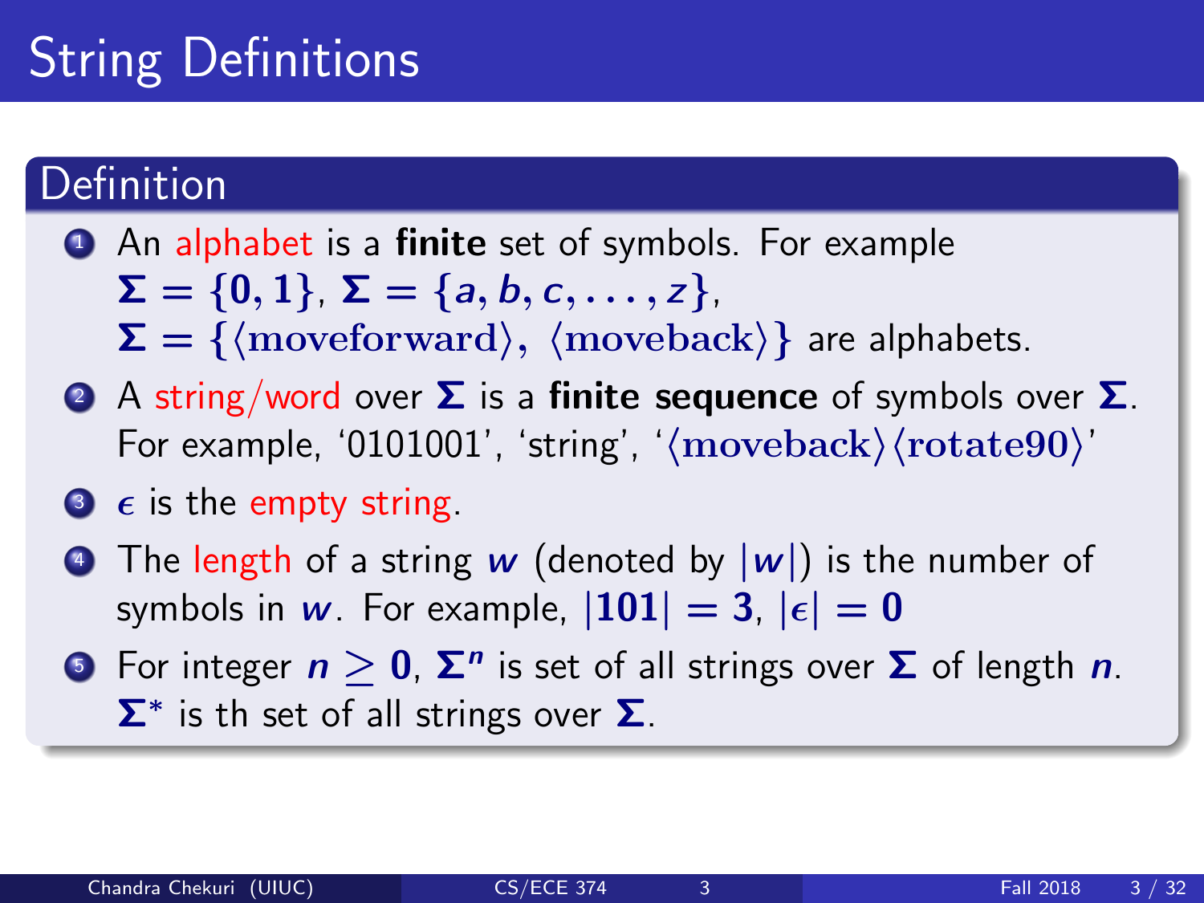# String Definitions

## Definition

1. An alphabet is a **finite** set of symbols. For example $\Sigma = \{0, 1\}$, $\Sigma = \{a, b, c, \ldots, z\}$, $\Sigma = \{\langle \text{moveforward} \rangle, \langle \text{moveback} \rangle\}$ are alphabets.
2. A string/word over $\Sigma$ is a **finite sequence** of symbols over $\Sigma$. For example, '0101001', 'string', '$\langle \text{moveback} \rangle \langle \text{rotate90} \rangle$'
3. $\epsilon$ is the empty string.
4. The length of a string $w$ (denoted by $|w|$) is the number of symbols in $w$. For example, $|101| = 3$, $|\epsilon| = 0$
5. For integer $n \geq 0$, $\Sigma^n$ is set of all strings over $\Sigma$ of length $n$. $\Sigma^*$ is th set of all strings over $\Sigma$.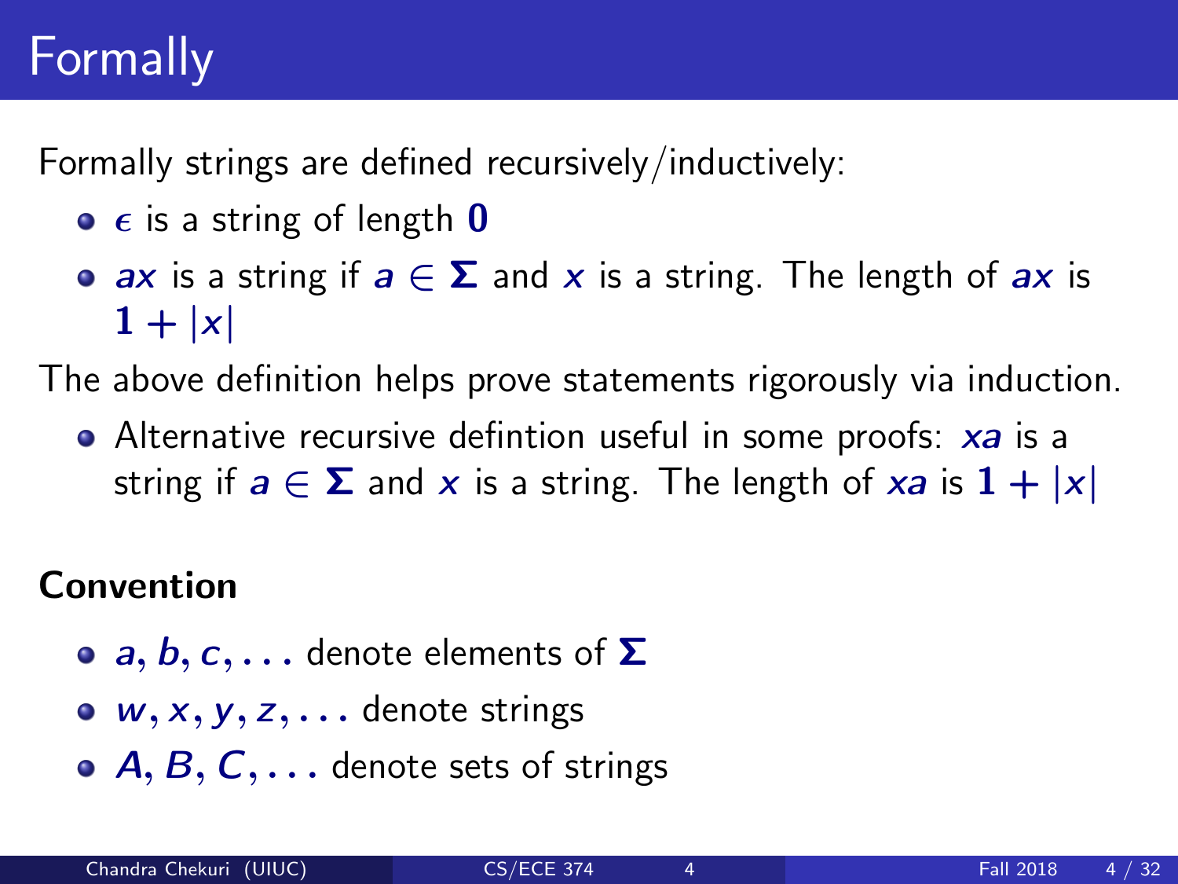# Formally

Formally strings are defined recursively/inductively:

- $\epsilon$ is a string of length $0$
- $ax$ is a string if $a \in \Sigma$ and $x$ is a string. The length of $ax$ is $1 + |x|$

The above definition helps prove statements rigorously via induction.

- Alternative recursive defintion useful in some proofs: $xa$ is a string if $a \in \Sigma$ and $x$ is a string. The length of $xa$ is $1 + |x|$

**Convention**

- $a, b, c, \ldots$ denote elements of $\Sigma$
- $w, x, y, z, \ldots$ denote strings
- $A, B, C, \ldots$ denote sets of strings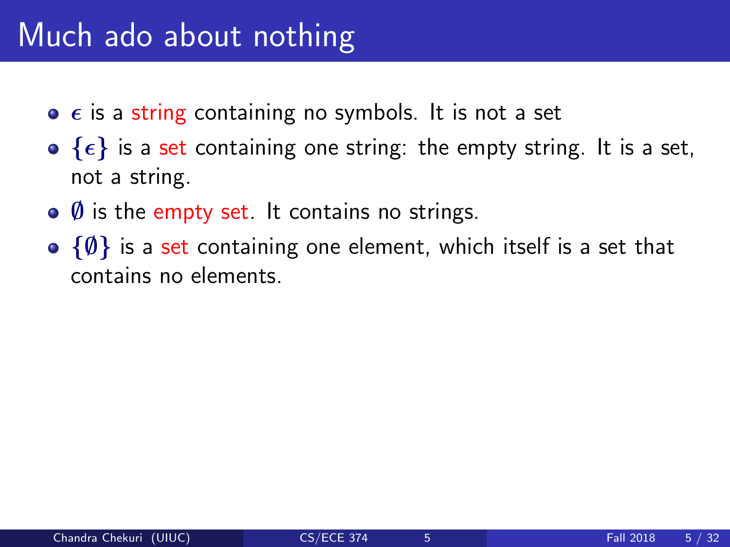# Much ado about nothing

- $\epsilon$ is a string containing no symbols. It is not a set
- $\{\epsilon\}$ is a set containing one string: the empty string. It is a set, not a string.
- $\emptyset$ is the empty set. It contains no strings.
- $\{\emptyset\}$ is a set containing one element, which itself is a set that contains no elements.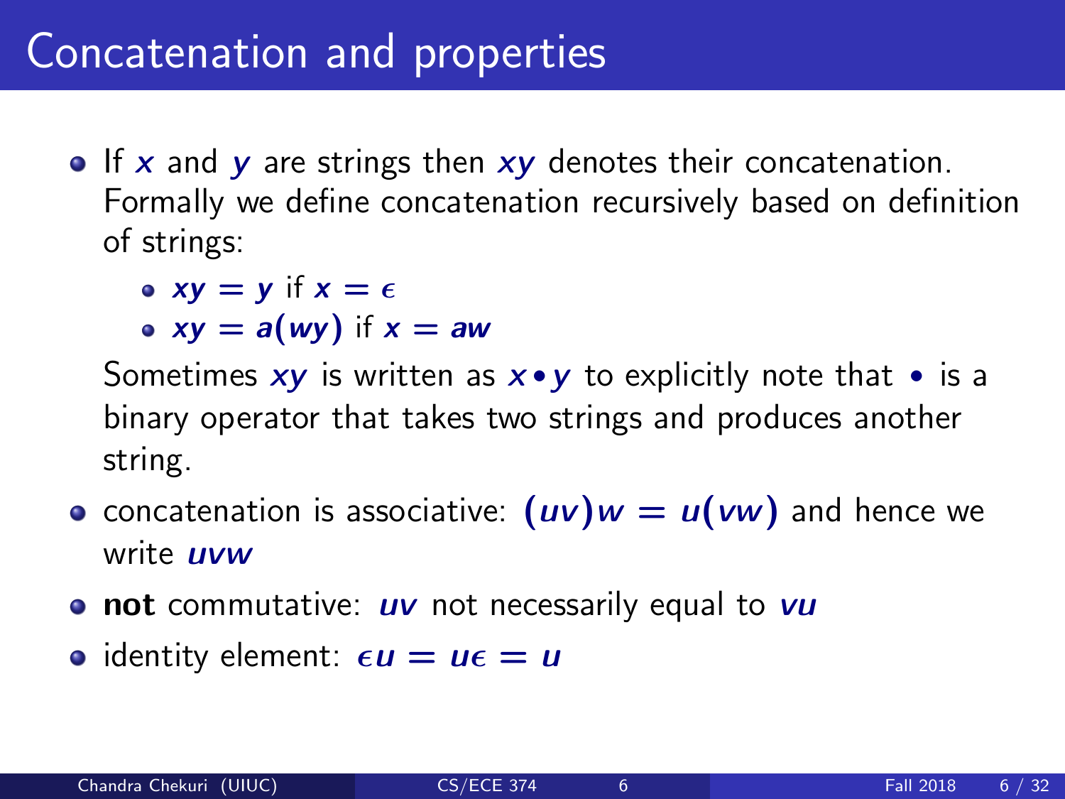# Concatenation and properties

- If $x$ and $y$ are strings then $xy$ denotes their concatenation. Formally we define concatenation recursively based on definition of strings:
  - $xy = y$ if $x = \epsilon$
  - $xy = a(wy)$ if $x = aw$

  Sometimes $xy$ is written as $x \bullet y$ to explicitly note that $\bullet$ is a binary operator that takes two strings and produces another string.
- concatenation is associative: $(uv)w = u(vw)$ and hence we write $uvw$
- **not** commutative: $uv$ not necessarily equal to $vu$
- identity element: $\epsilon u = u\epsilon = u$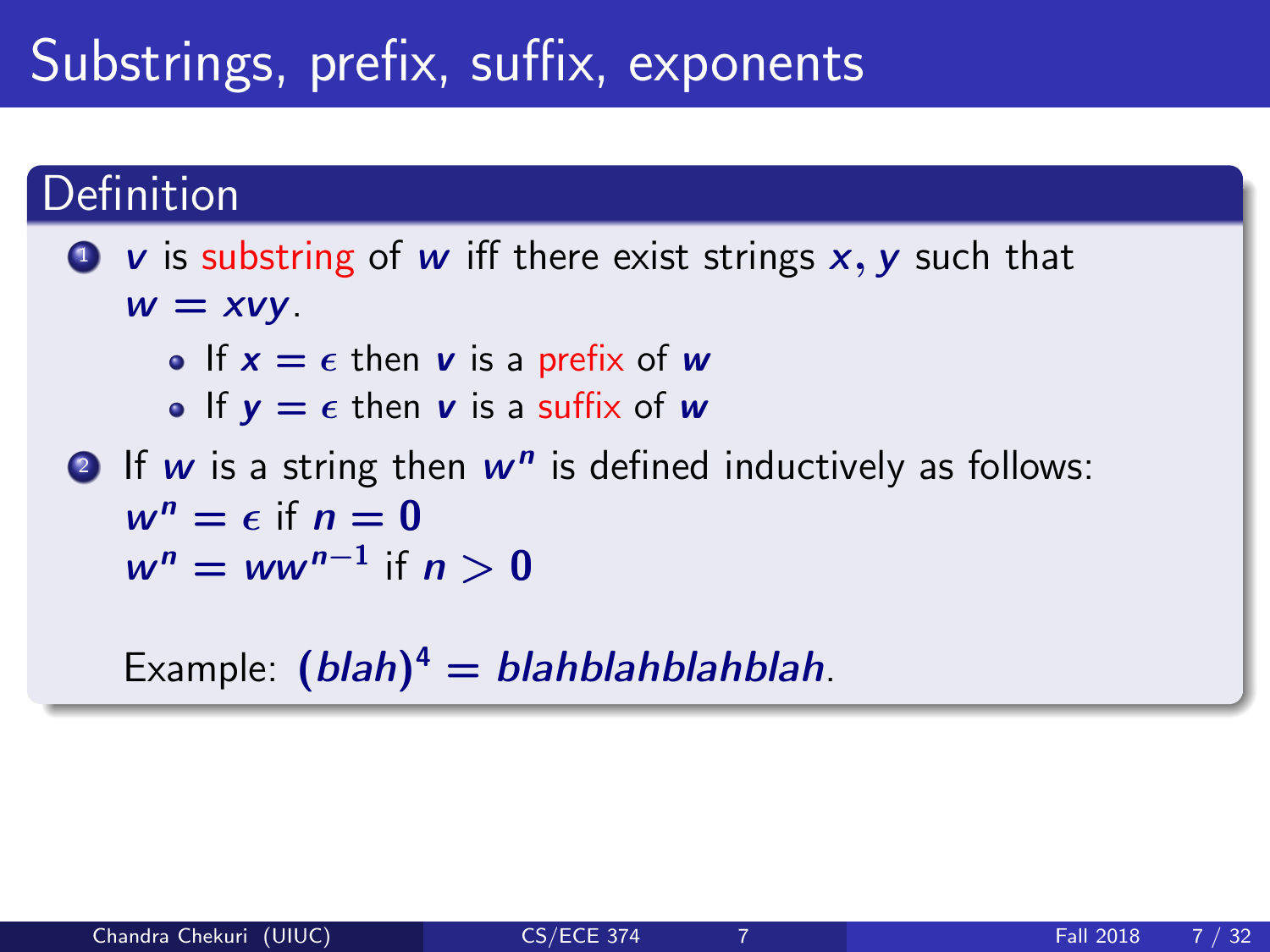# Substrings, prefix, suffix, exponents

## Definition

1. $v$ is substring of $w$ iff there exist strings $x, y$ such that $w = xvy$.
   - If $x = \epsilon$ then $v$ is a prefix of $w$
   - If $y = \epsilon$ then $v$ is a suffix of $w$
2. If $w$ is a string then $w^n$ is defined inductively as follows:
   $w^n = \epsilon$ if $n = 0$
   $w^n = ww^{n-1}$ if $n > 0$

   Example: $(blah)^4 = blahblahblahblah$.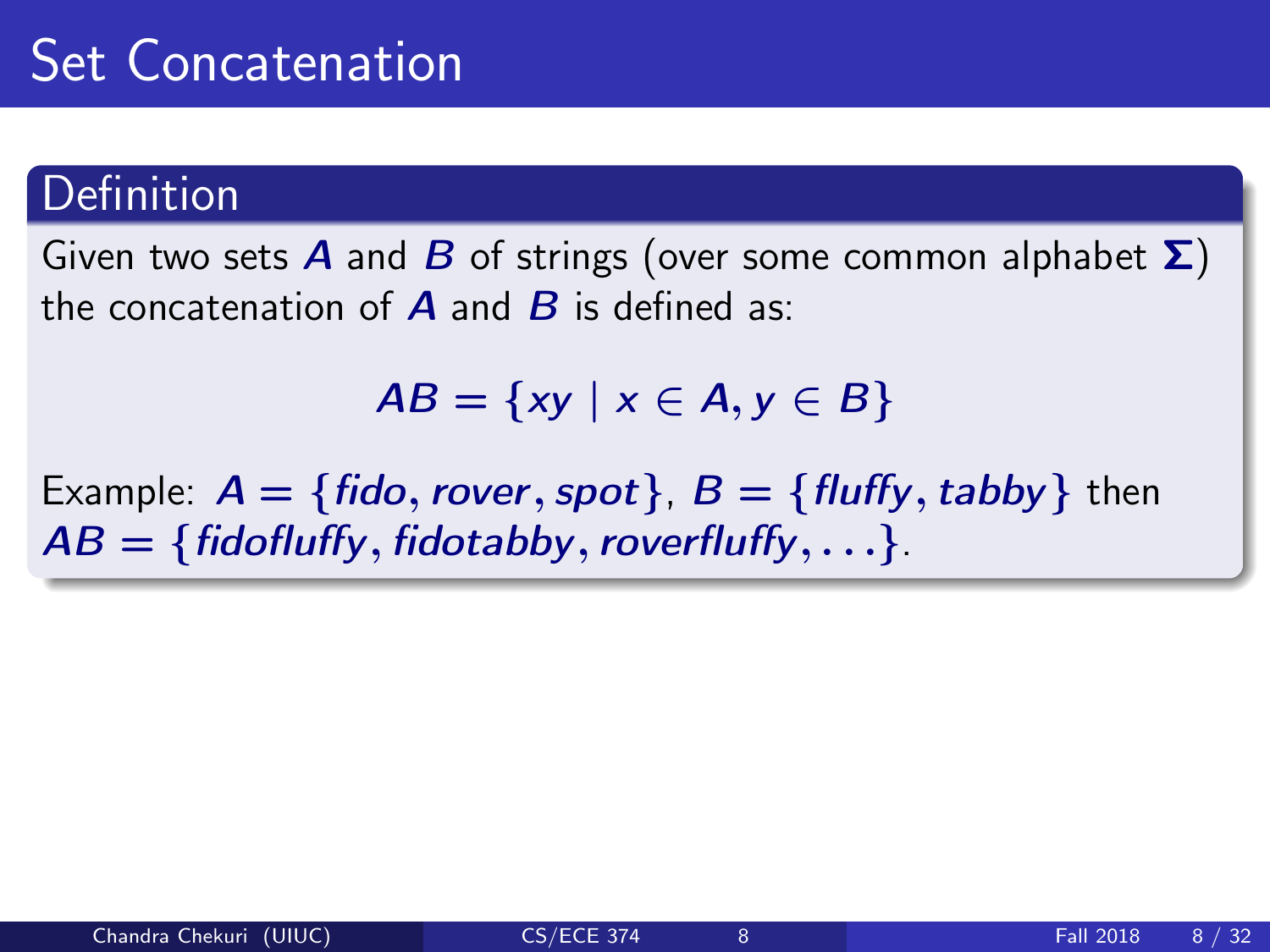# Set Concatenation

## Definition

Given two sets $A$ and $B$ of strings (over some common alphabet $\Sigma$) the concatenation of $A$ and $B$ is defined as:

$$AB = \{xy \mid x \in A, y \in B\}$$

Example: $A = \{fido, rover, spot\}$, $B = \{fluffy, tabby\}$ then $AB = \{fidofluffy, fidotabby, roverfluffy, \ldots\}$.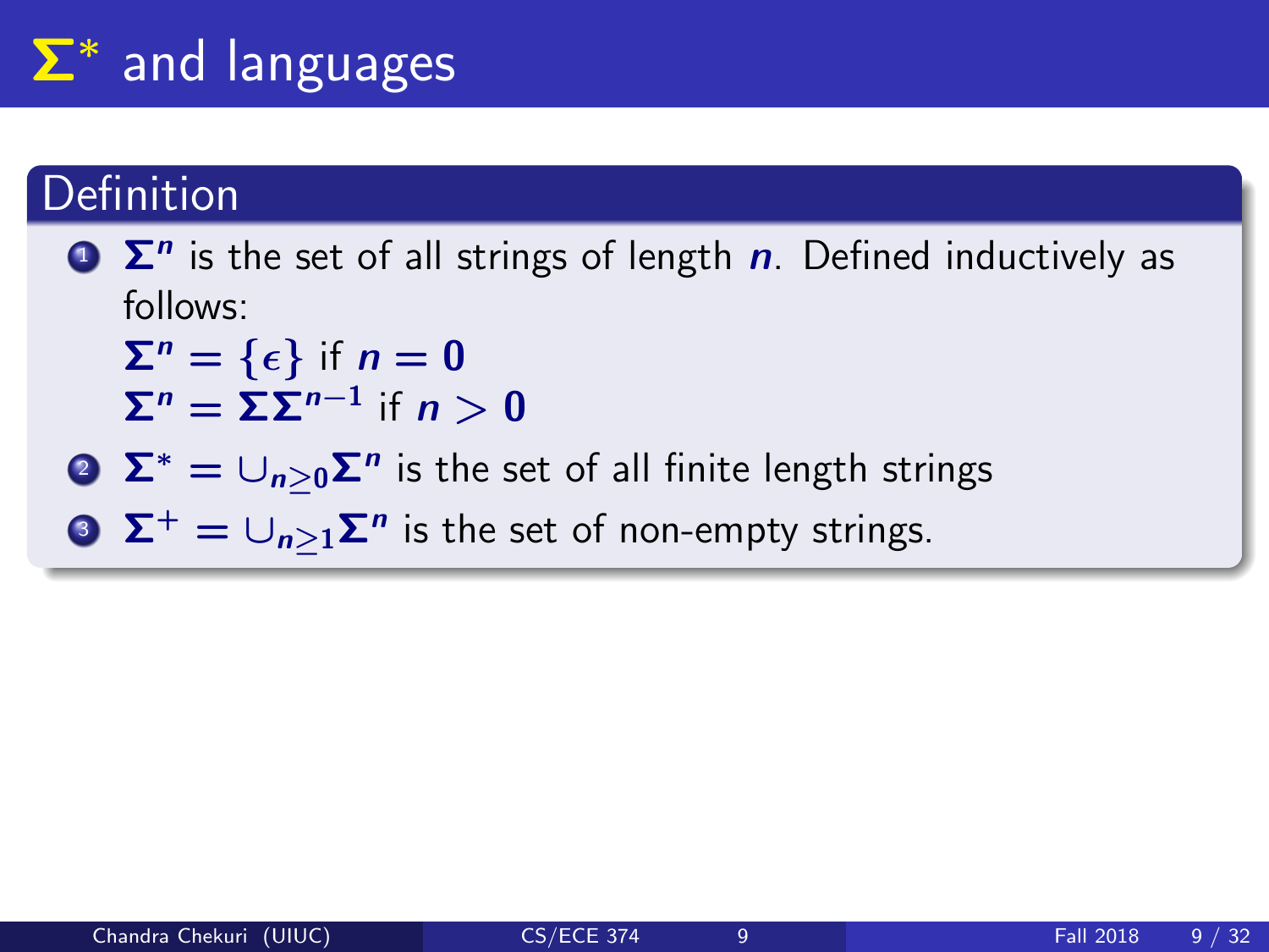# $\Sigma^*$ and languages

## Definition

1. $\Sigma^n$ is the set of all strings of length $n$. Defined inductively as follows:

   $\Sigma^n = \{\epsilon\}$ if $n = 0$

   $\Sigma^n = \Sigma\Sigma^{n-1}$ if $n > 0$

2. $\Sigma^* = \cup_{n \geq 0} \Sigma^n$ is the set of all finite length strings

3. $\Sigma^+ = \cup_{n \geq 1} \Sigma^n$ is the set of non-empty strings.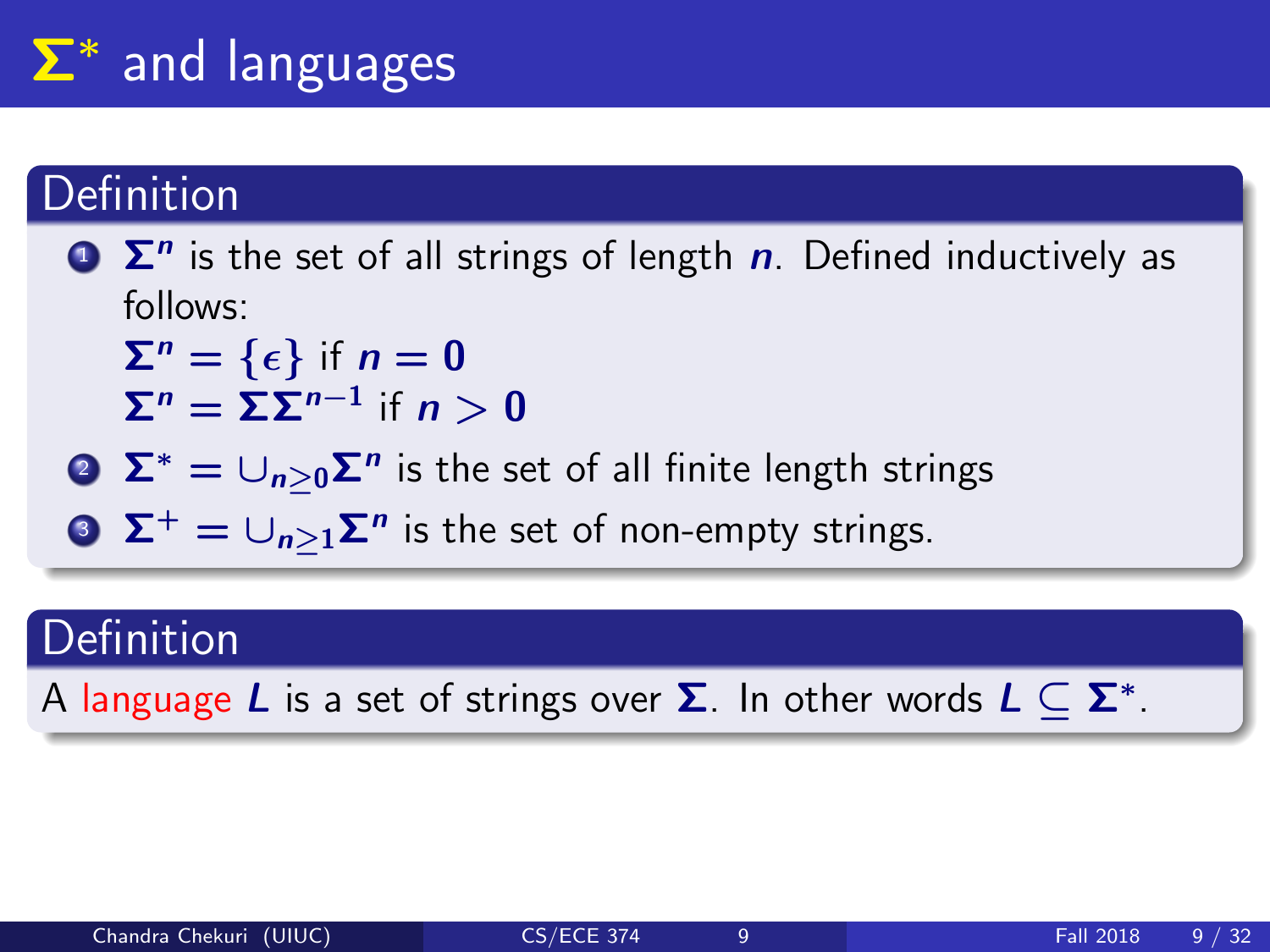# $\Sigma^*$ and languages

## Definition

1. $\Sigma^n$ is the set of all strings of length $n$. Defined inductively as follows:
   $\Sigma^n = \{\epsilon\}$ if $n = 0$
   $\Sigma^n = \Sigma\Sigma^{n-1}$ if $n > 0$
2. $\Sigma^* = \cup_{n \geq 0} \Sigma^n$ is the set of all finite length strings
3. $\Sigma^+ = \cup_{n \geq 1} \Sigma^n$ is the set of non-empty strings.

## Definition

A language $L$ is a set of strings over $\Sigma$. In other words $L \subseteq \Sigma^*$.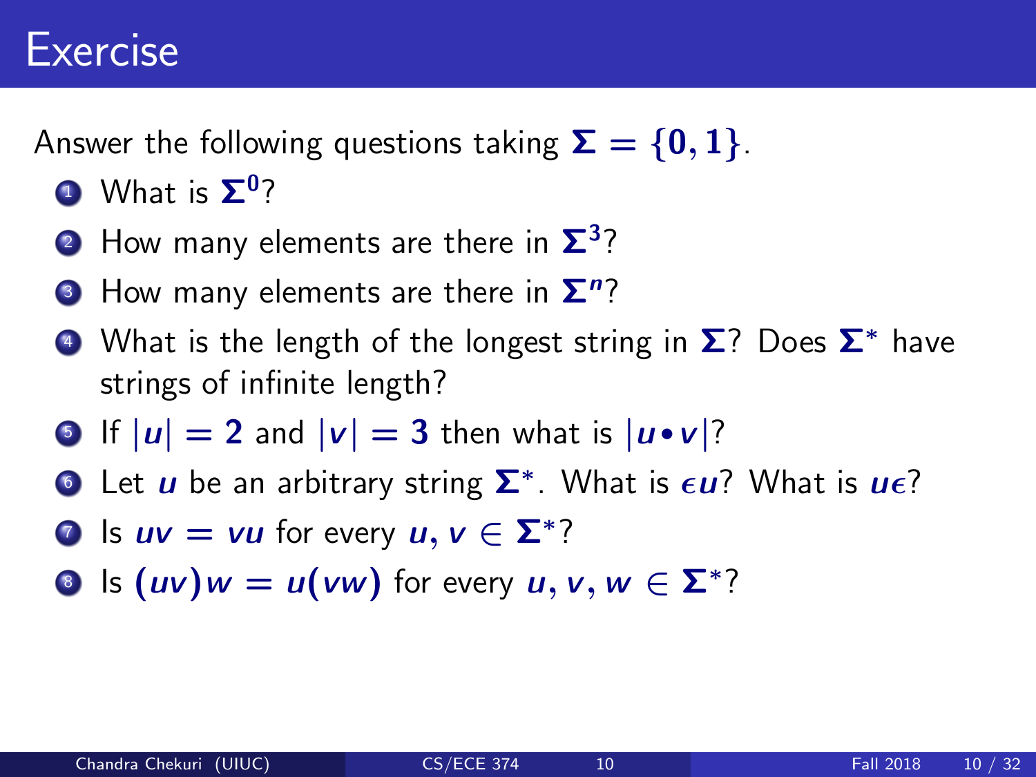# Exercise

Answer the following questions taking $\Sigma = \{0, 1\}$.

1. What is $\Sigma^0$?
2. How many elements are there in $\Sigma^3$?
3. How many elements are there in $\Sigma^n$?
4. What is the length of the longest string in $\Sigma$? Does $\Sigma^*$ have strings of infinite length?
5. If $|u| = 2$ and $|v| = 3$ then what is $|u \bullet v|$?
6. Let $u$ be an arbitrary string $\Sigma^*$. What is $\epsilon u$? What is $u\epsilon$?
7. Is $uv = vu$ for every $u, v \in \Sigma^*$?
8. Is $(uv)w = u(vw)$ for every $u, v, w \in \Sigma^*$?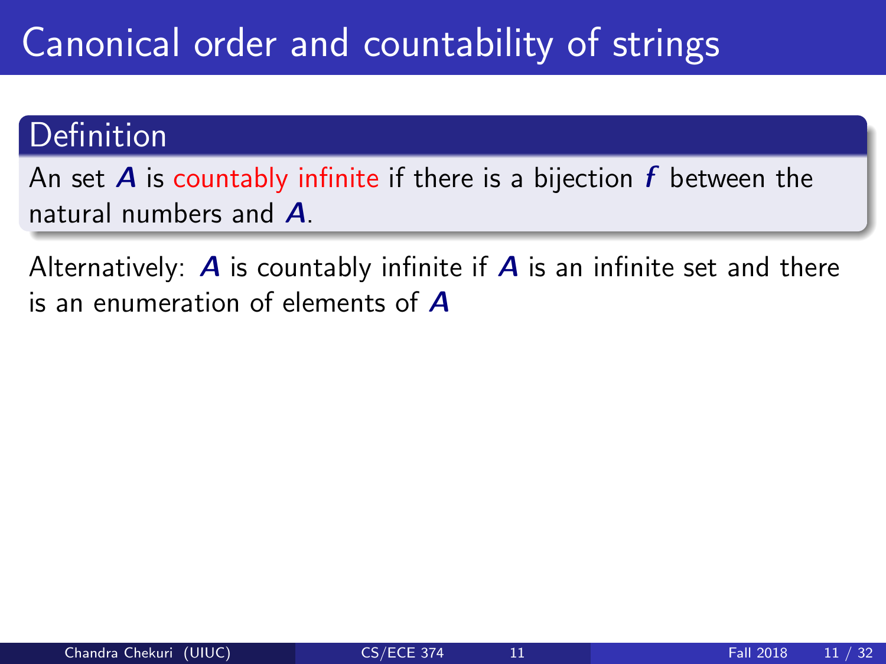# Canonical order and countability of strings

## Definition

An set $A$ is countably infinite if there is a bijection $f$ between the natural numbers and $A$.

Alternatively: $A$ is countably infinite if $A$ is an infinite set and there is an enumeration of elements of $A$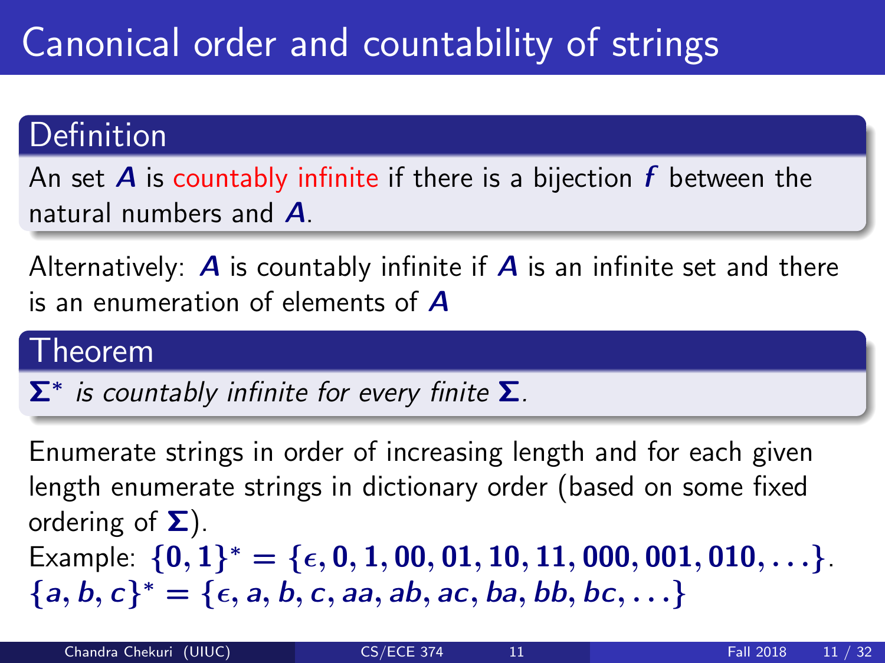# Canonical order and countability of strings

## Definition

An set $A$ is countably infinite if there is a bijection $f$ between the natural numbers and $A$.

Alternatively: $A$ is countably infinite if $A$ is an infinite set and there is an enumeration of elements of $A$

## Theorem

*$\Sigma^*$ is countably infinite for every finite $\Sigma$.*

Enumerate strings in order of increasing length and for each given length enumerate strings in dictionary order (based on some fixed ordering of $\Sigma$).

Example: $\{0, 1\}^* = \{\epsilon, 0, 1, 00, 01, 10, 11, 000, 001, 010, \ldots\}$.
$\{a, b, c\}^* = \{\epsilon, a, b, c, aa, ab, ac, ba, bb, bc, \ldots\}$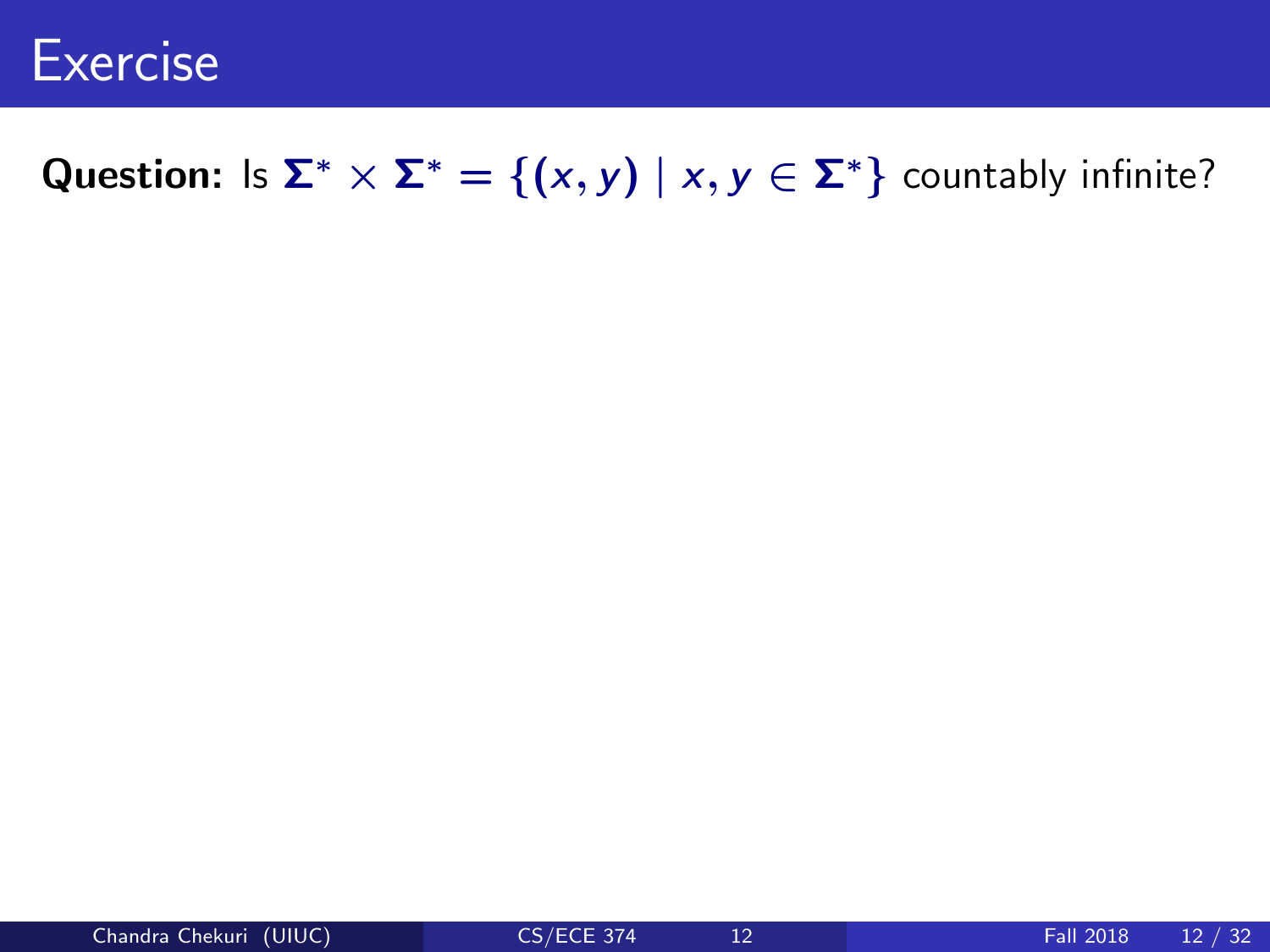# Exercise

**Question:** Is $\Sigma^* \times \Sigma^* = \{(x, y) \mid x, y \in \Sigma^*\}$ countably infinite?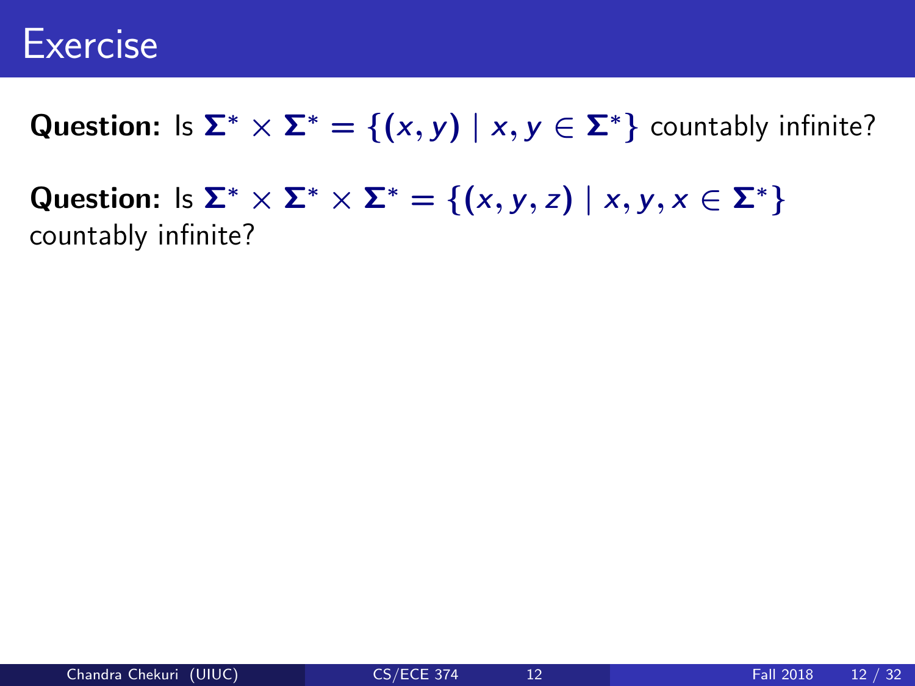# Exercise

**Question:** Is $\Sigma^* \times \Sigma^* = \{(x, y) \mid x, y \in \Sigma^*\}$ countably infinite?

**Question:** Is $\Sigma^* \times \Sigma^* \times \Sigma^* = \{(x, y, z) \mid x, y, x \in \Sigma^*\}$ countably infinite?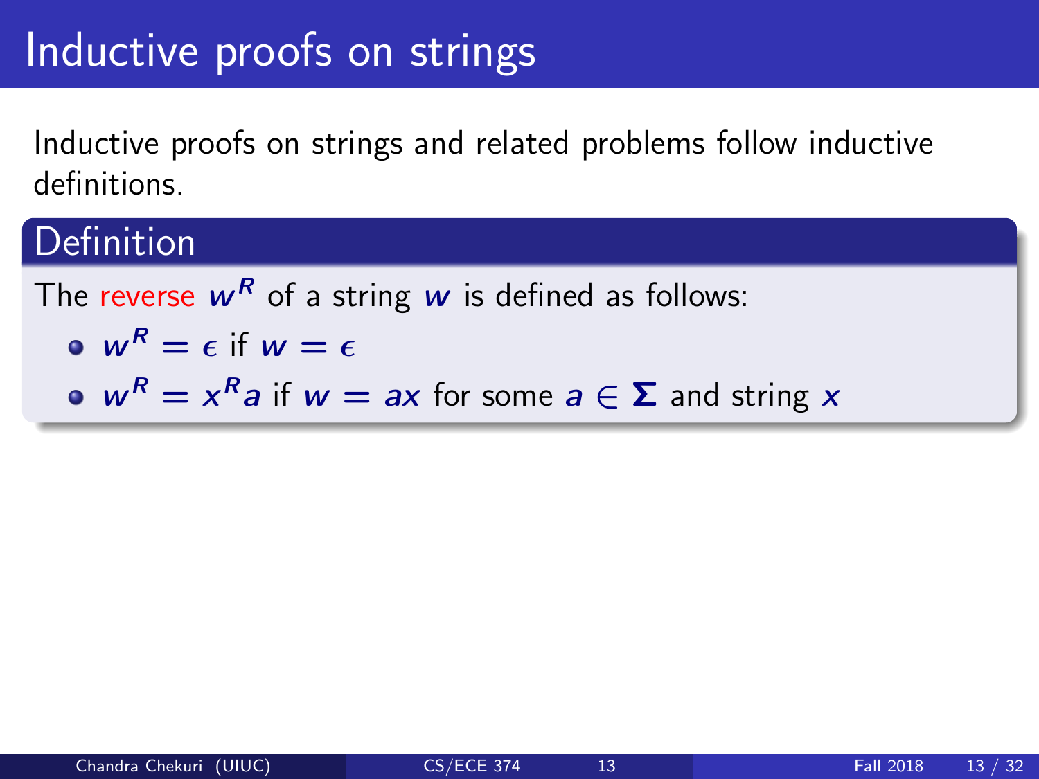# Inductive proofs on strings

Inductive proofs on strings and related problems follow inductive definitions.

## Definition

The reverse $w^R$ of a string $w$ is defined as follows:

- $w^R = \epsilon$ if $w = \epsilon$
- $w^R = x^R a$ if $w = ax$ for some $a \in \Sigma$ and string $x$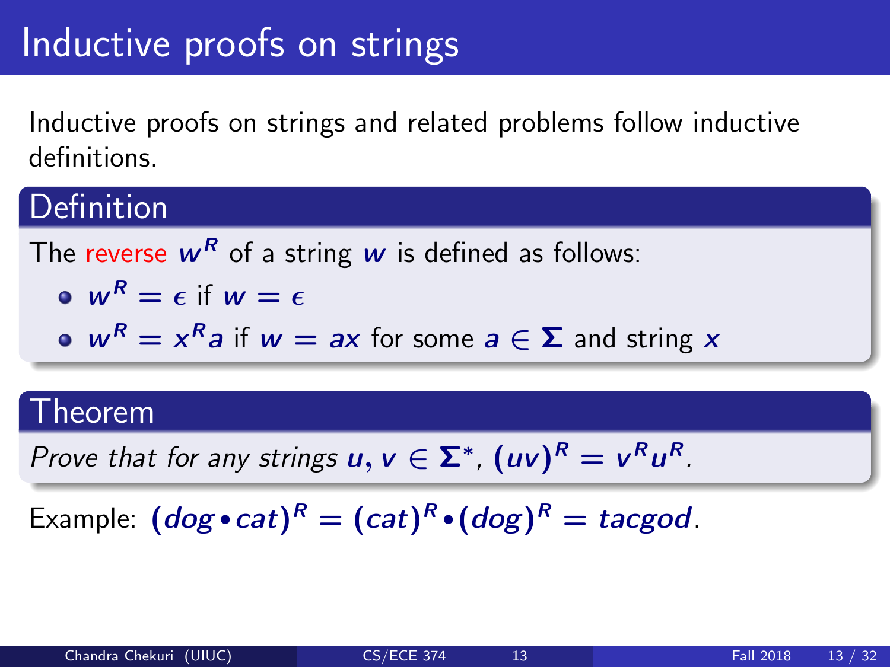# Inductive proofs on strings

Inductive proofs on strings and related problems follow inductive definitions.

## Definition

The reverse $w^R$ of a string $w$ is defined as follows:

- $w^R = \epsilon$ if $w = \epsilon$
- $w^R = x^R a$ if $w = ax$ for some $a \in \Sigma$ and string $x$

## Theorem

*Prove that for any strings* $u, v \in \Sigma^*$, $(uv)^R = v^R u^R$.

Example: $(dog \bullet cat)^R = (cat)^R \bullet (dog)^R = tacgod$.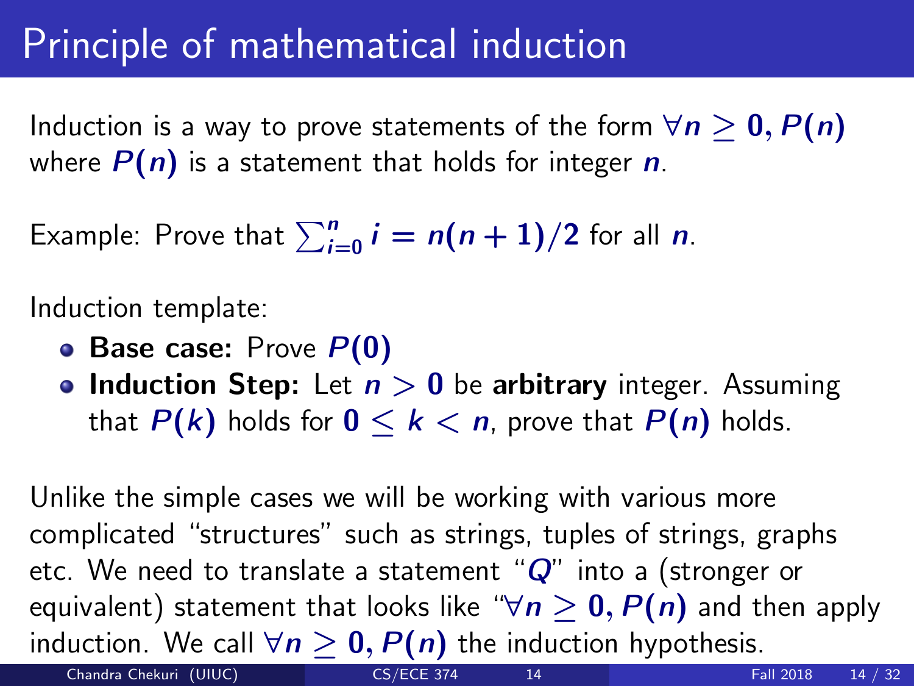# Principle of mathematical induction

Induction is a way to prove statements of the form $\forall n \geq 0, P(n)$ where $P(n)$ is a statement that holds for integer $n$.

Example: Prove that $\sum_{i=0}^{n} i = n(n+1)/2$ for all $n$.

Induction template:

- **Base case:** Prove $P(0)$
- **Induction Step:** Let $n > 0$ be **arbitrary** integer. Assuming that $P(k)$ holds for $0 \leq k < n$, prove that $P(n)$ holds.

Unlike the simple cases we will be working with various more complicated "structures" such as strings, tuples of strings, graphs etc. We need to translate a statement "$Q$" into a (stronger or equivalent) statement that looks like "$\forall n \geq 0, P(n)$ and then apply induction. We call $\forall n \geq 0, P(n)$ the induction hypothesis.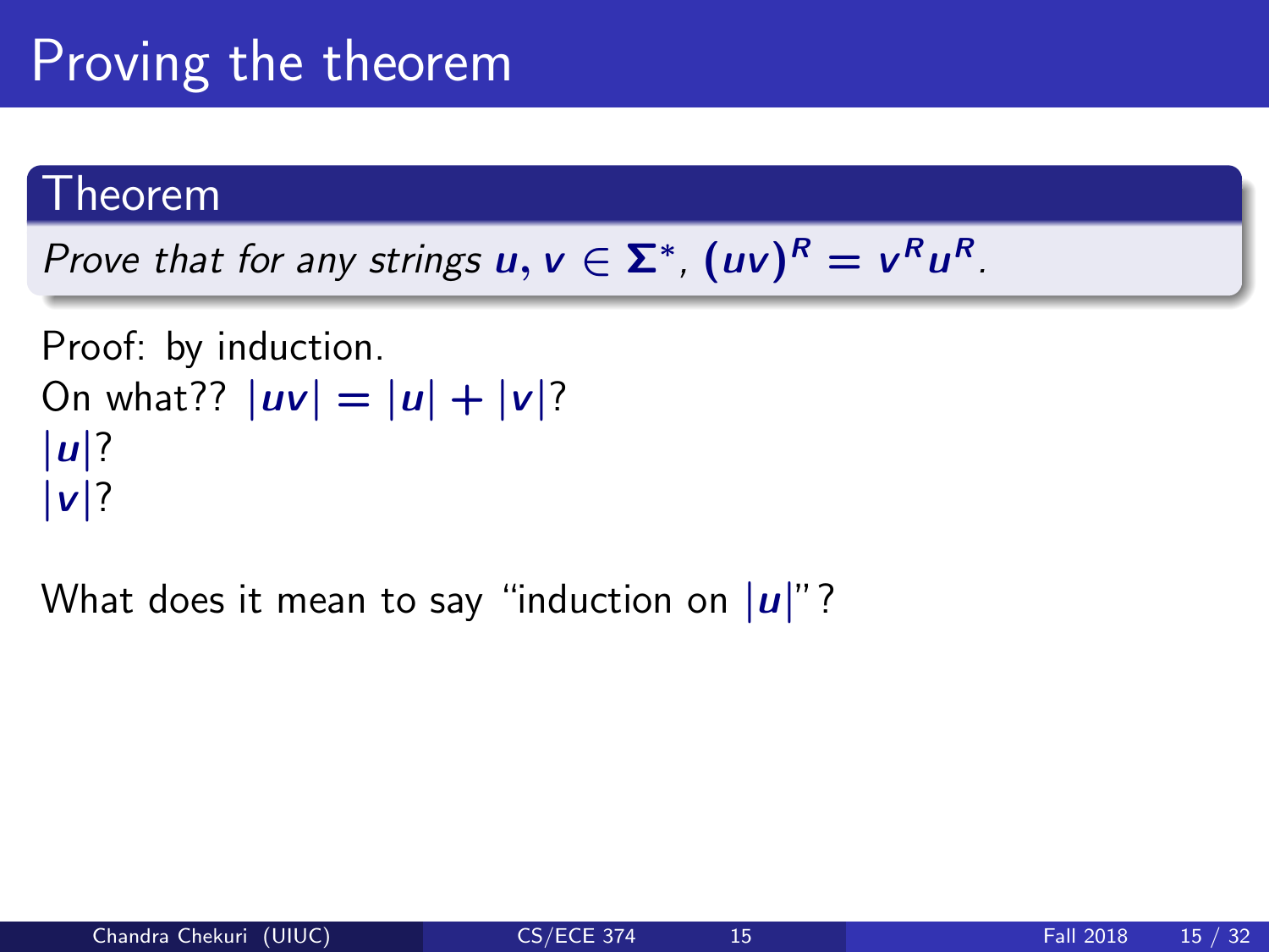# Proving the theorem

## Theorem

*Prove that for any strings $u, v \in \Sigma^*$, $(uv)^R = v^R u^R$.*

Proof: by induction.
On what?? $|uv| = |u| + |v|$?
$|u|$?
$|v|$?

What does it mean to say "induction on $|u|$"?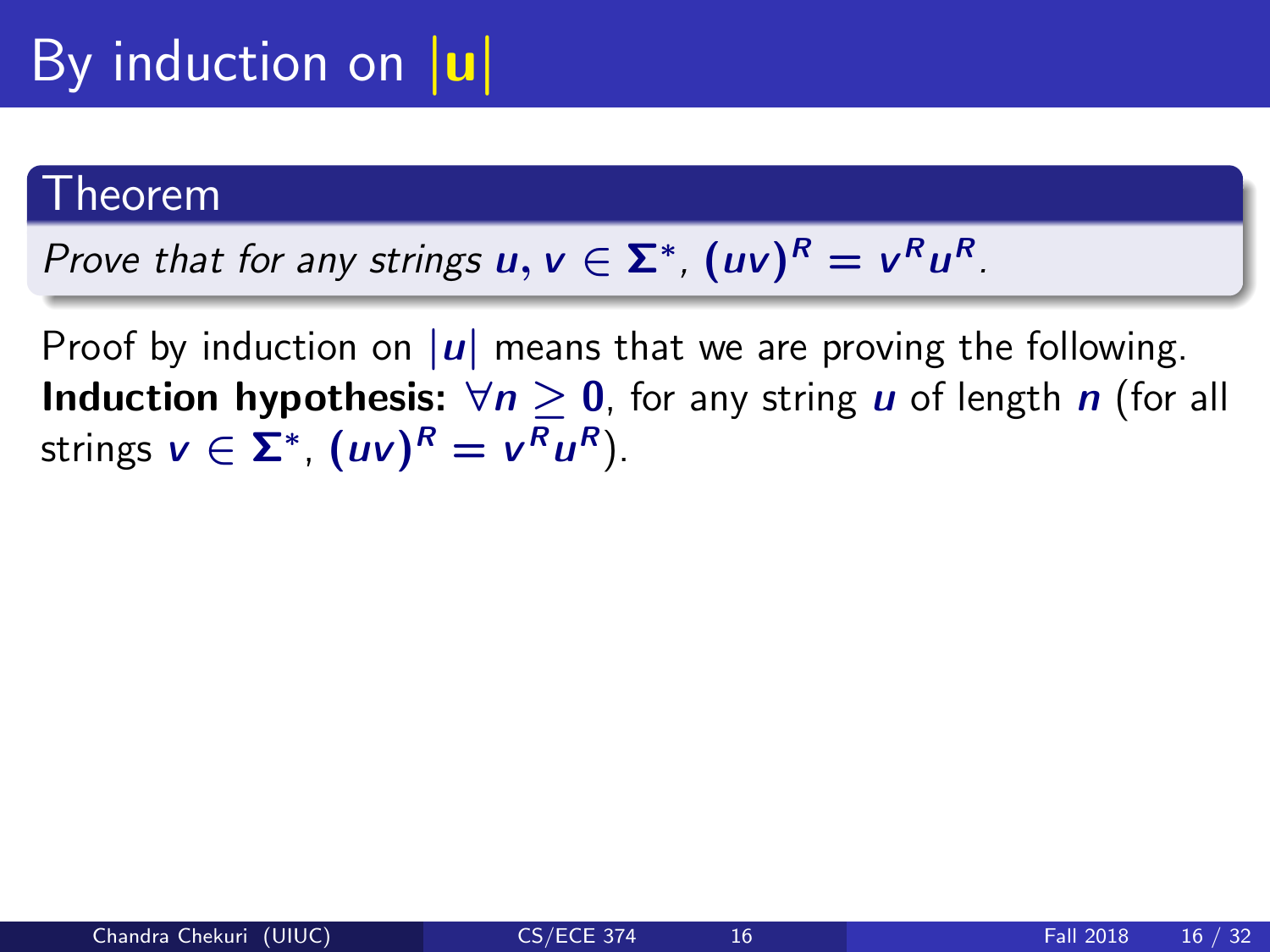# By induction on $|u|$

## Theorem

*Prove that for any strings $u, v \in \Sigma^*$, $(uv)^R = v^R u^R$.*

Proof by induction on $|u|$ means that we are proving the following.
**Induction hypothesis:** $\forall n \geq 0$, for any string $u$ of length $n$ (for all strings $v \in \Sigma^*$, $(uv)^R = v^R u^R$).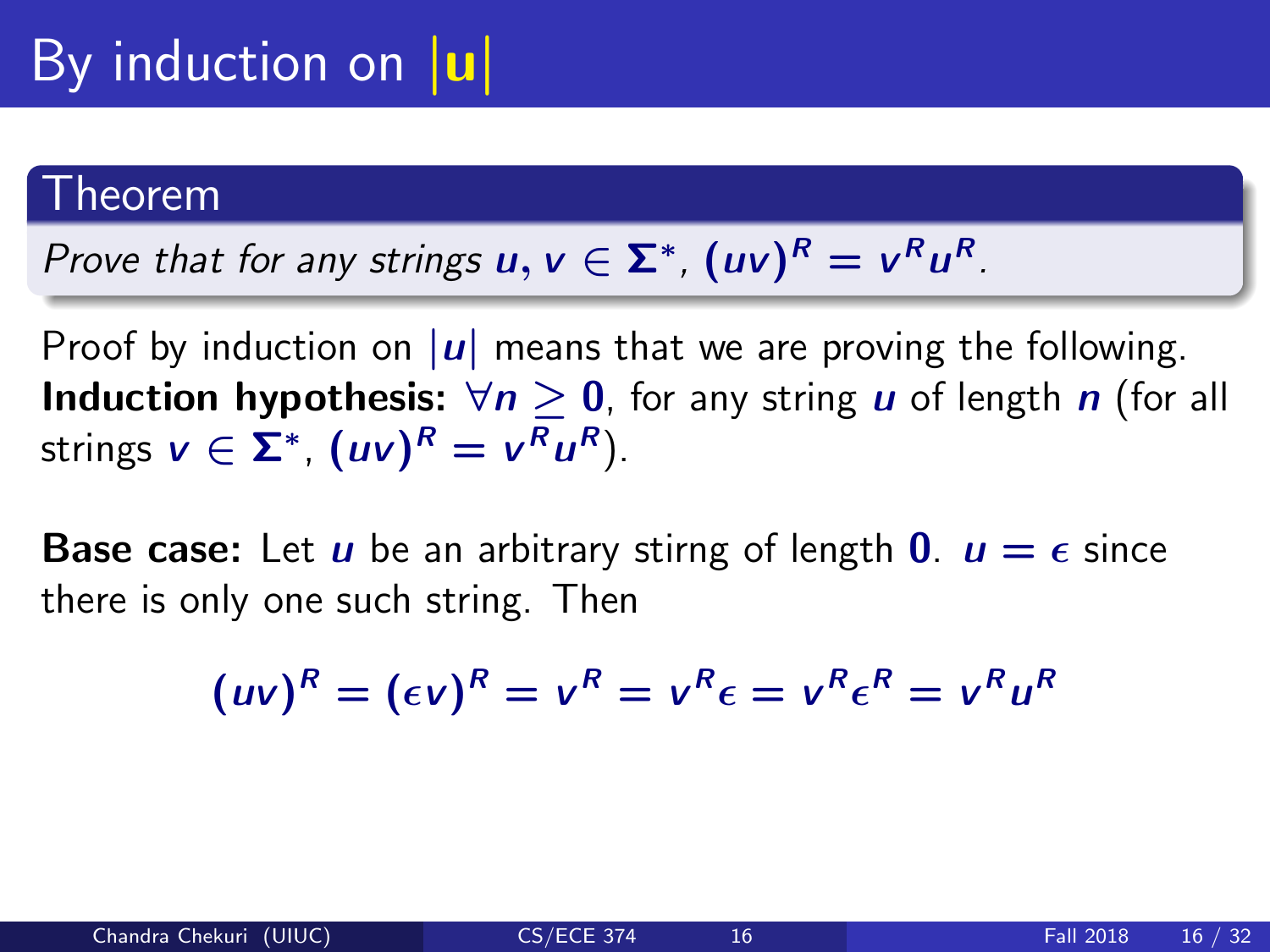# By induction on $|u|$

## Theorem

*Prove that for any strings $u, v \in \Sigma^*$, $(uv)^R = v^R u^R$.*

Proof by induction on $|u|$ means that we are proving the following.
**Induction hypothesis:** $\forall n \geq 0$, for any string $u$ of length $n$ (for all strings $v \in \Sigma^*$, $(uv)^R = v^R u^R$).

**Base case:** Let $u$ be an arbitrary stirng of length $0$. $u = \epsilon$ since there is only one such string. Then

$$(uv)^R = (\epsilon v)^R = v^R = v^R \epsilon = v^R \epsilon^R = v^R u^R$$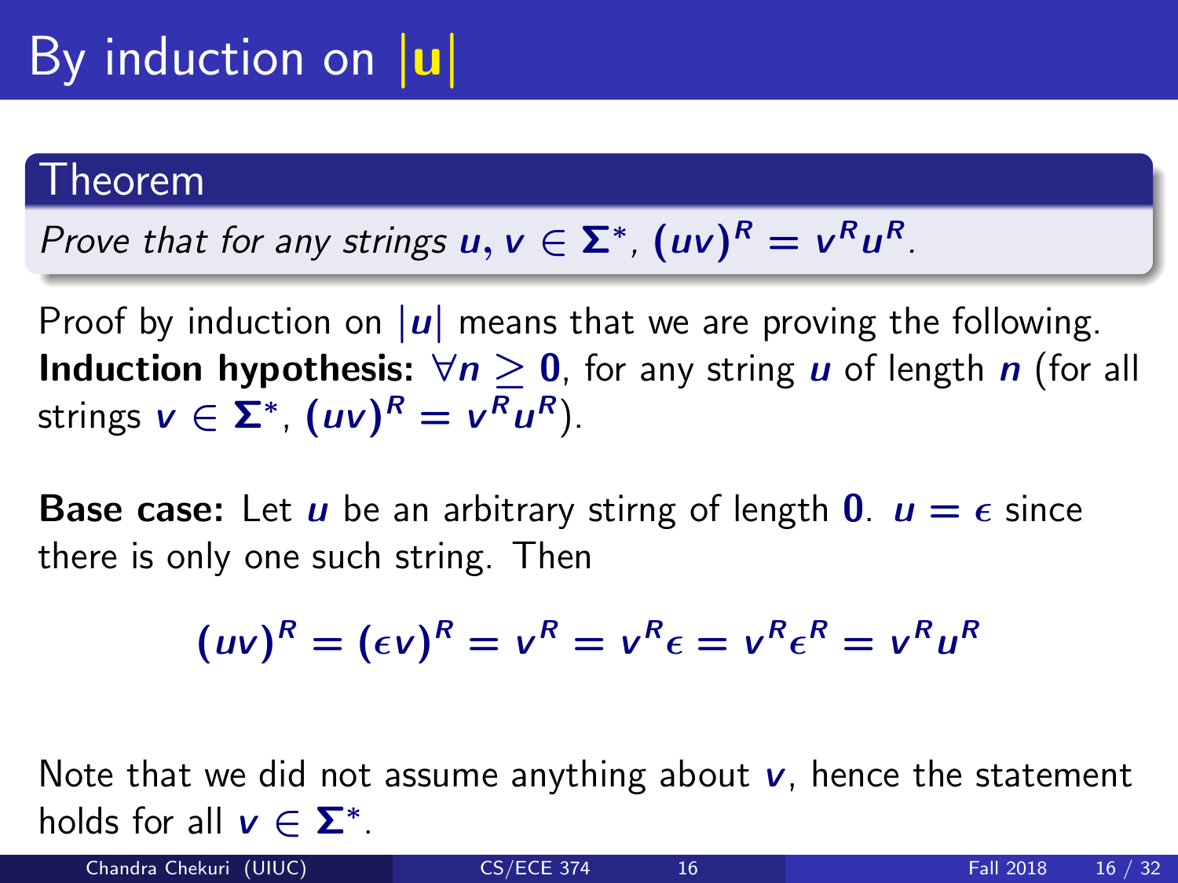# By induction on $|u|$

## Theorem

*Prove that for any strings $u, v \in \Sigma^*$, $(uv)^R = v^R u^R$.*

Proof by induction on $|u|$ means that we are proving the following.
**Induction hypothesis:** $\forall n \geq 0$, for any string $u$ of length $n$ (for all strings $v \in \Sigma^*$, $(uv)^R = v^R u^R$).

**Base case:** Let $u$ be an arbitrary stirng of length $0$. $u = \epsilon$ since there is only one such string. Then

$$(uv)^R = (\epsilon v)^R = v^R = v^R \epsilon = v^R \epsilon^R = v^R u^R$$

Note that we did not assume anything about $v$, hence the statement holds for all $v \in \Sigma^*$.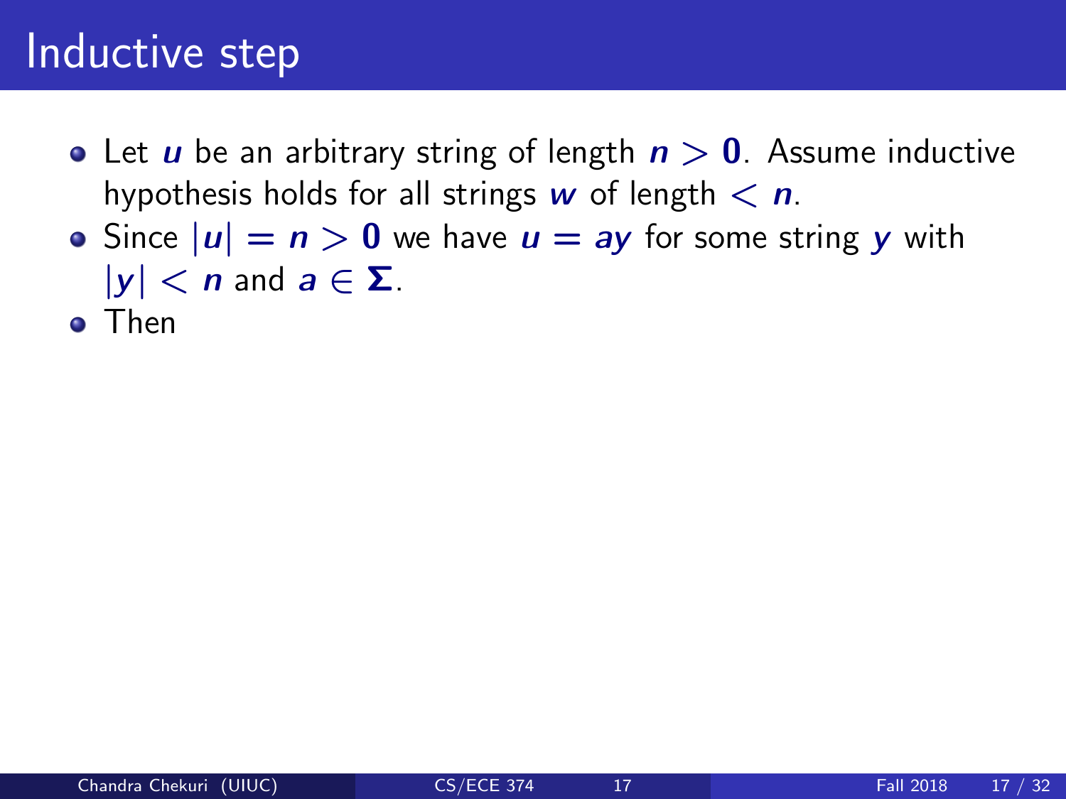# Inductive step

- Let $u$ be an arbitrary string of length $n > 0$. Assume inductive hypothesis holds for all strings $w$ of length $< n$.
- Since $|u| = n > 0$ we have $u = ay$ for some string $y$ with $|y| < n$ and $a \in \Sigma$.
- Then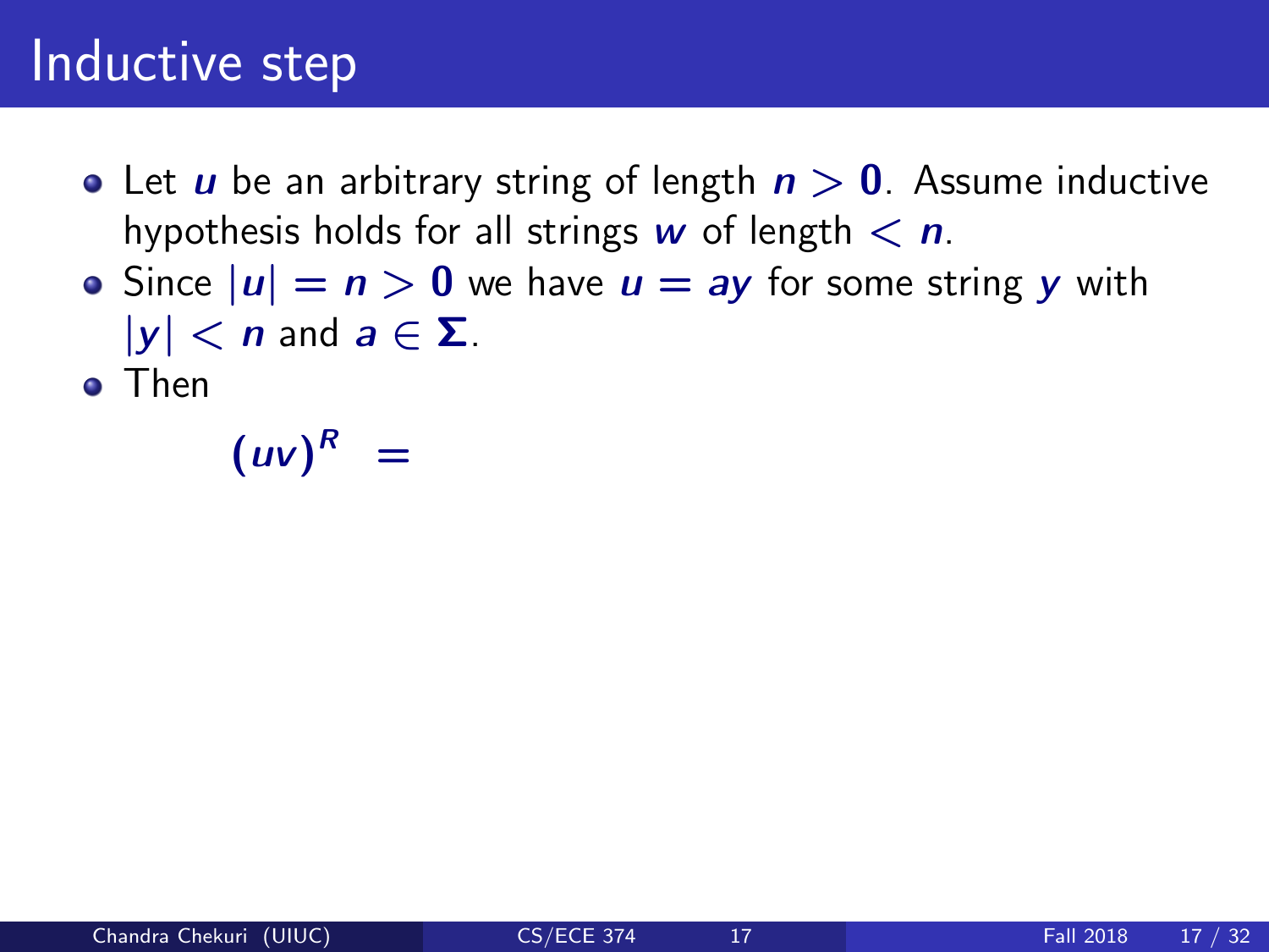# Inductive step

- Let $u$ be an arbitrary string of length $n > 0$. Assume inductive hypothesis holds for all strings $w$ of length $< n$.
- Since $|u| = n > 0$ we have $u = ay$ for some string $y$ with $|y| < n$ and $a \in \Sigma$.
- Then

$$(uv)^R =$$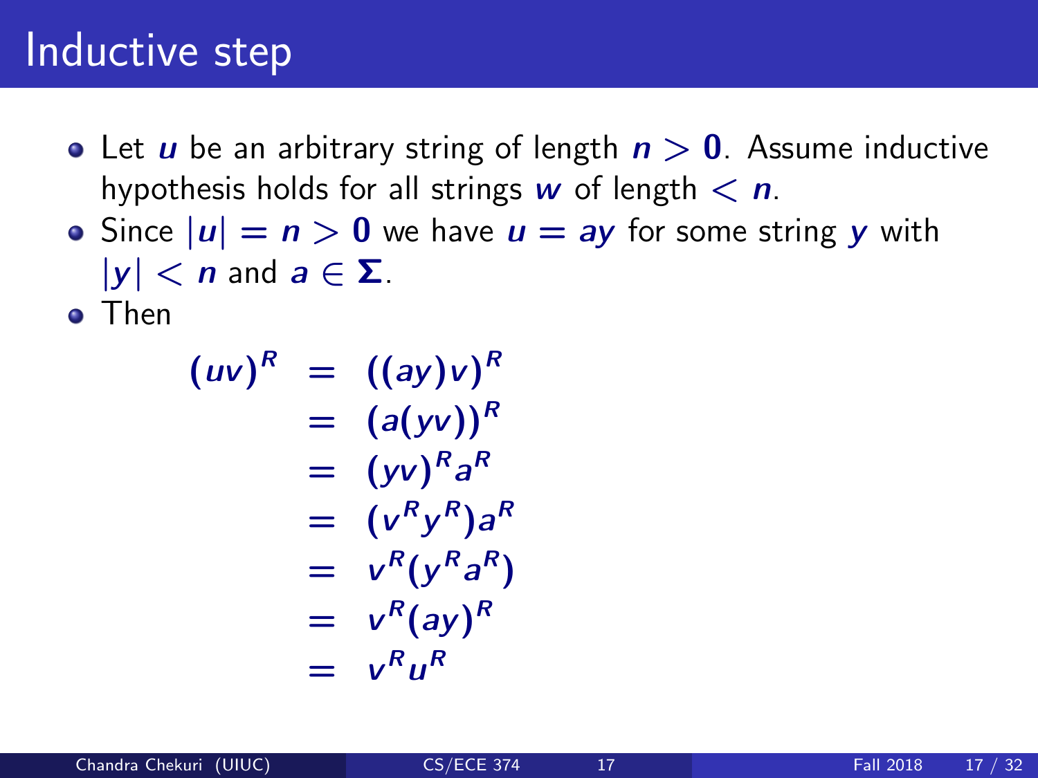# Inductive step

- Let $u$ be an arbitrary string of length $n > 0$. Assume inductive hypothesis holds for all strings $w$ of length $< n$.
- Since $|u| = n > 0$ we have $u = ay$ for some string $y$ with $|y| < n$ and $a \in \Sigma$.
- Then

$$
\begin{aligned}
(uv)^R &= ((ay)v)^R \\
&= (a(yv))^R \\
&= (yv)^R a^R \\
&= (v^R y^R) a^R \\
&= v^R (y^R a^R) \\
&= v^R (ay)^R \\
&= v^R u^R
\end{aligned}
$$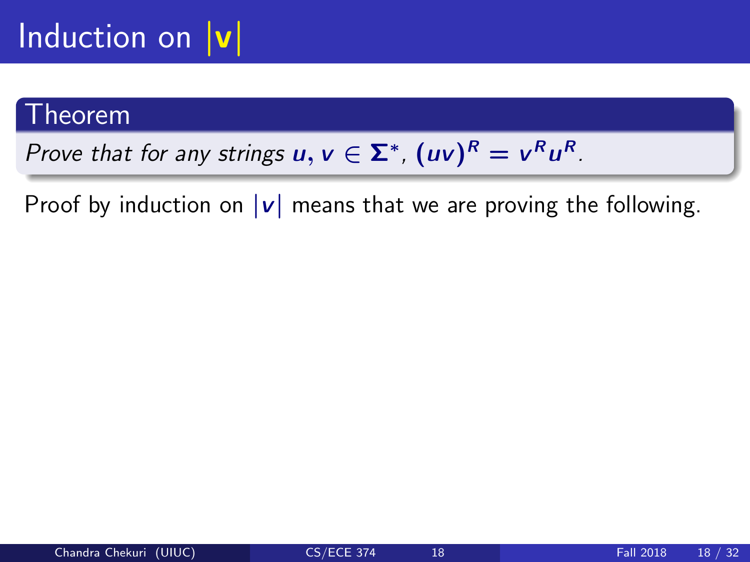# Induction on $|v|$

**Theorem**

*Prove that for any strings $u, v \in \Sigma^*$, $(uv)^R = v^R u^R$.*

Proof by induction on $|v|$ means that we are proving the following.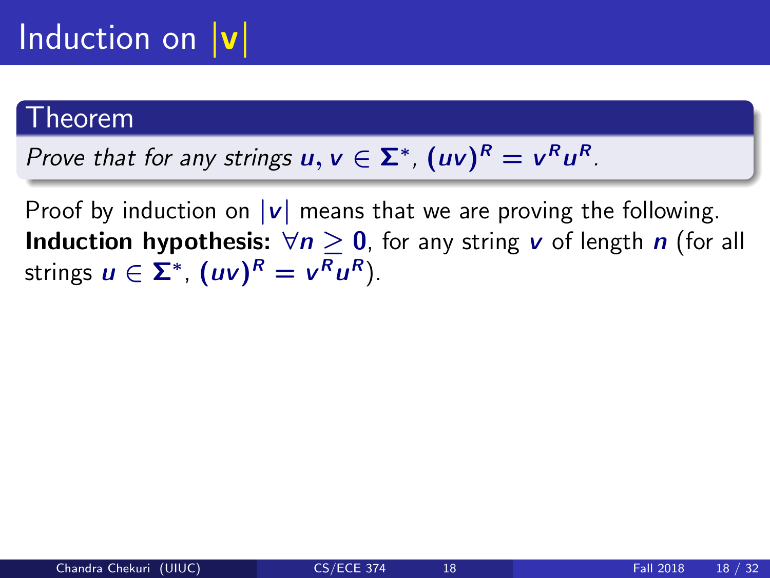# Induction on $|v|$

**Theorem**

*Prove that for any strings $u, v \in \Sigma^*$, $(uv)^R = v^R u^R$.*

Proof by induction on $|v|$ means that we are proving the following.

**Induction hypothesis:** $\forall n \geq 0$, for any string $v$ of length $n$ (for all strings $u \in \Sigma^*$, $(uv)^R = v^R u^R$).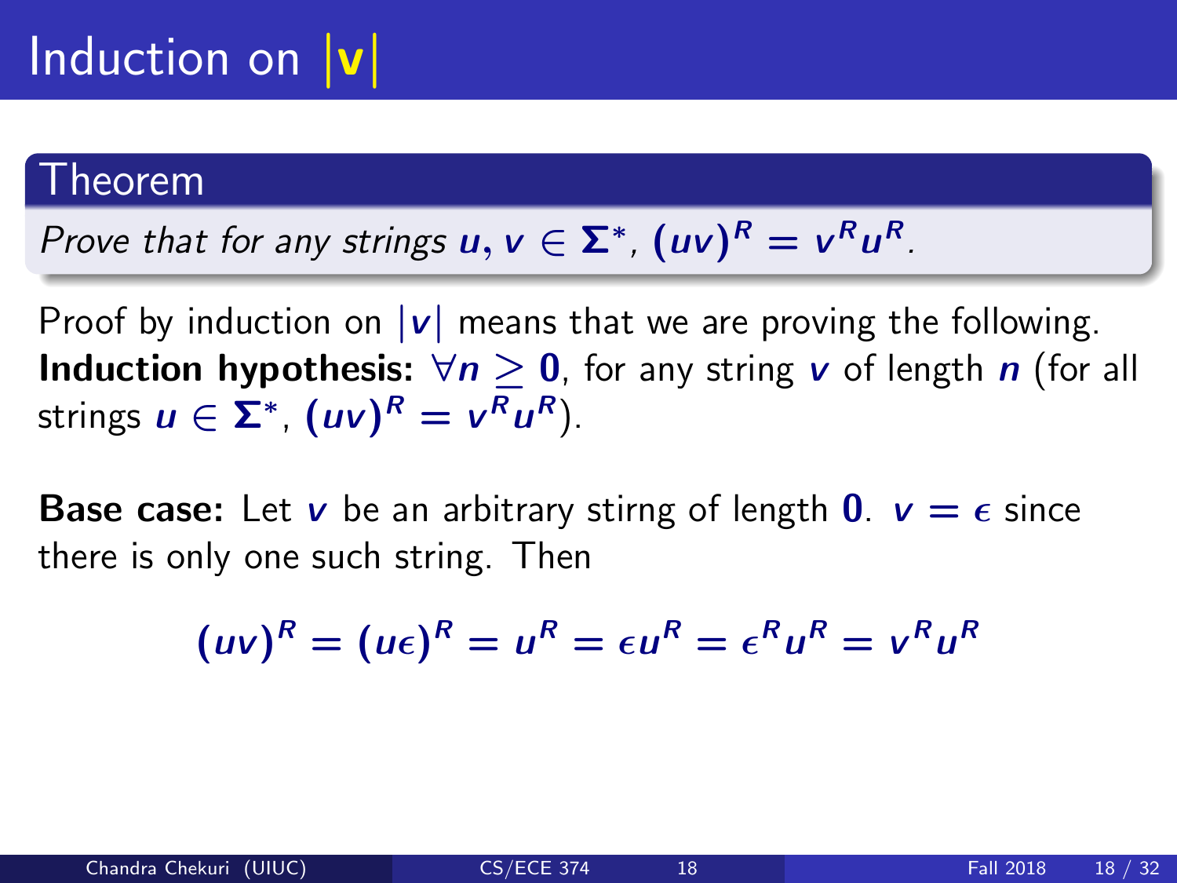# Induction on $|v|$

## Theorem

*Prove that for any strings $u, v \in \Sigma^*$, $(uv)^R = v^R u^R$.*

Proof by induction on $|v|$ means that we are proving the following.
**Induction hypothesis:** $\forall n \geq 0$, for any string $v$ of length $n$ (for all strings $u \in \Sigma^*$, $(uv)^R = v^R u^R$).

**Base case:** Let $v$ be an arbitrary stirng of length $0$. $v = \epsilon$ since there is only one such string. Then

$$(uv)^R = (u\epsilon)^R = u^R = \epsilon u^R = \epsilon^R u^R = v^R u^R$$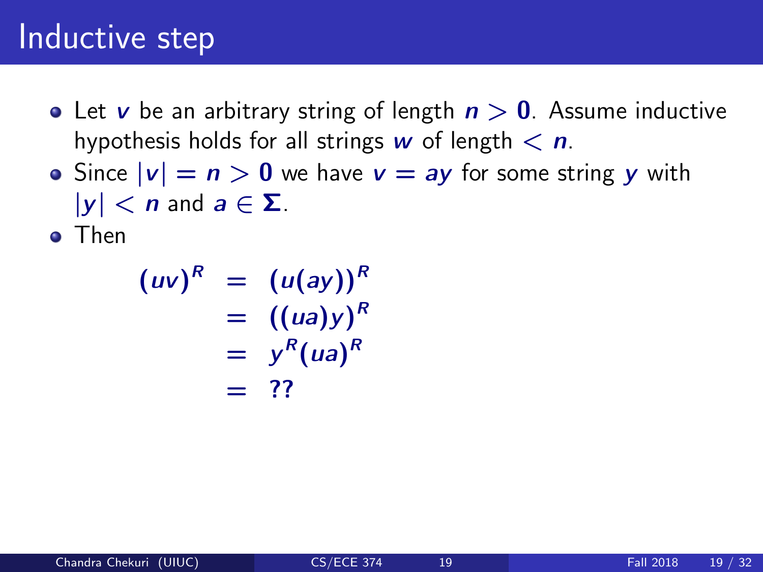# Inductive step

- Let $v$ be an arbitrary string of length $n > 0$. Assume inductive hypothesis holds for all strings $w$ of length $< n$.
- Since $|v| = n > 0$ we have $v = ay$ for some string $y$ with $|y| < n$ and $a \in \Sigma$.
- Then

$$
\begin{aligned}
(uv)^R &= (u(ay))^R \\
&= ((ua)y)^R \\
&= y^R(ua)^R \\
&= ??
\end{aligned}
$$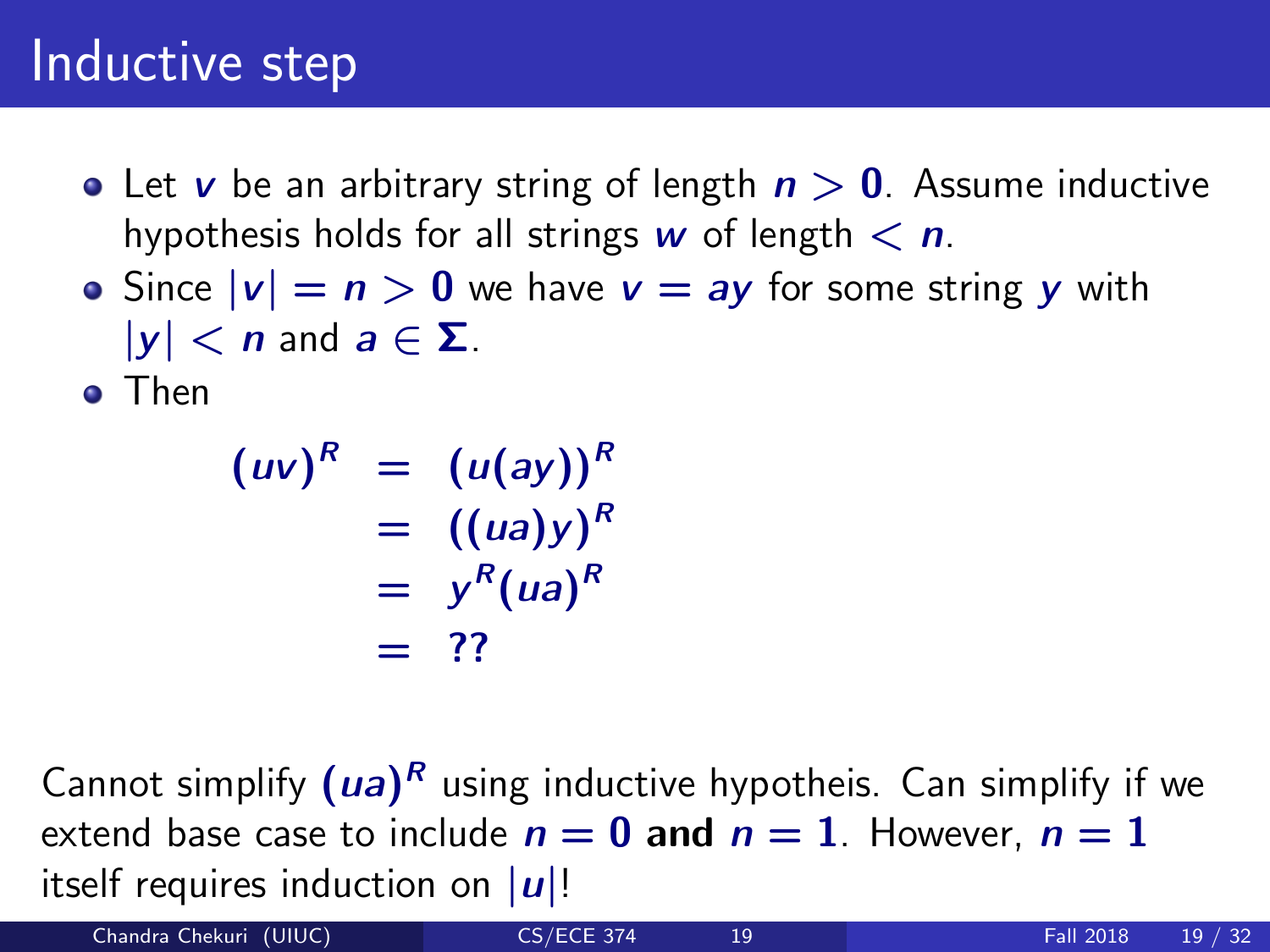# Inductive step

- Let $v$ be an arbitrary string of length $n > 0$. Assume inductive hypothesis holds for all strings $w$ of length $< n$.
- Since $|v| = n > 0$ we have $v = ay$ for some string $y$ with $|y| < n$ and $a \in \Sigma$.
- Then

$$
\begin{aligned}
(uv)^R &= (u(ay))^R \\
&= ((ua)y)^R \\
&= y^R(ua)^R \\
&= ??
\end{aligned}
$$

Cannot simplify $(ua)^R$ using inductive hypotheis. Can simplify if we extend base case to include $n = 0$ **and** $n = 1$. However, $n = 1$ itself requires induction on $|u|$!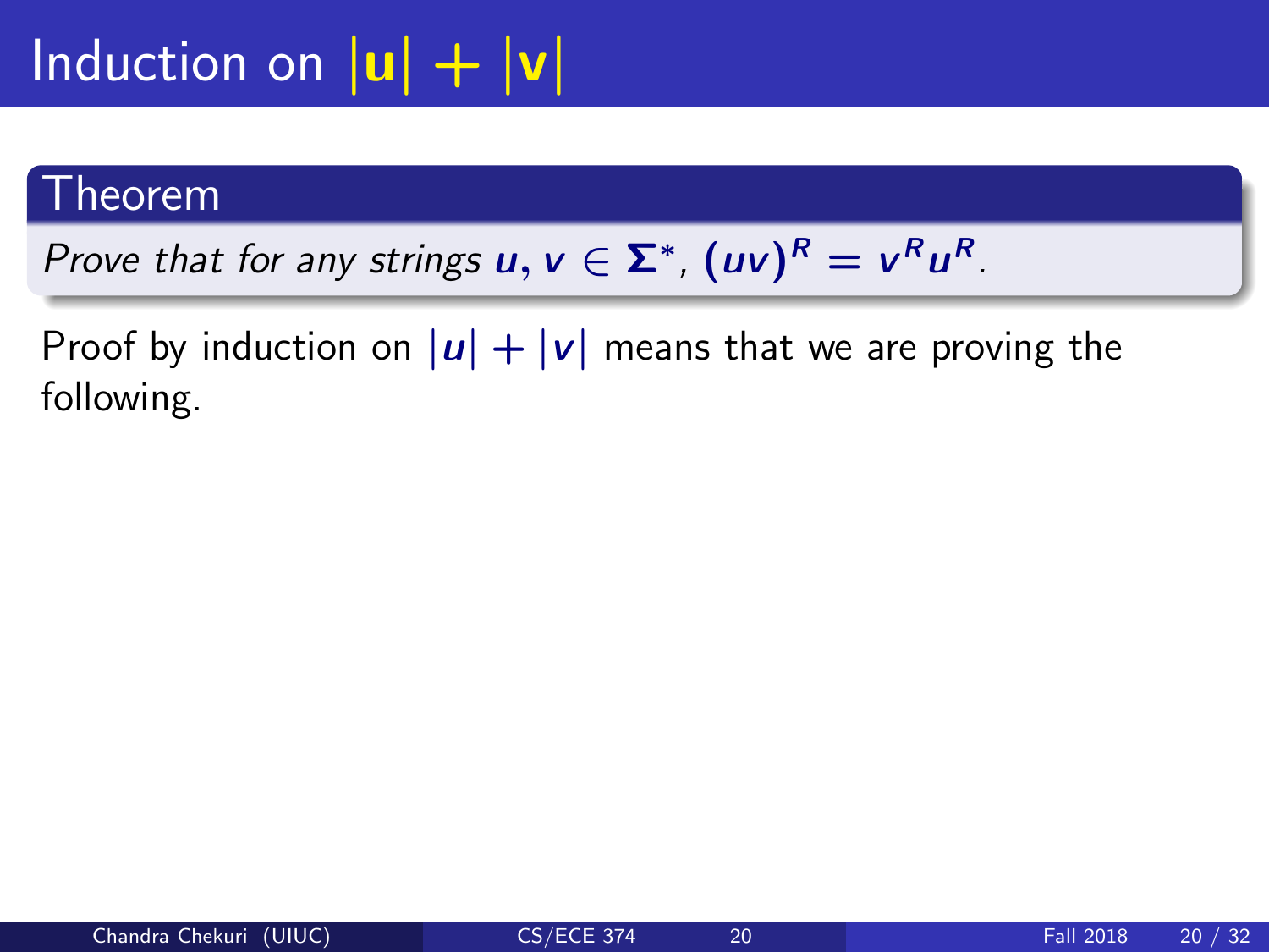# Induction on $|\mathbf{u}| + |\mathbf{v}|$

**Theorem**

*Prove that for any strings $u, v \in \Sigma^*$, $(uv)^R = v^R u^R$.*

Proof by induction on $|u| + |v|$ means that we are proving the following.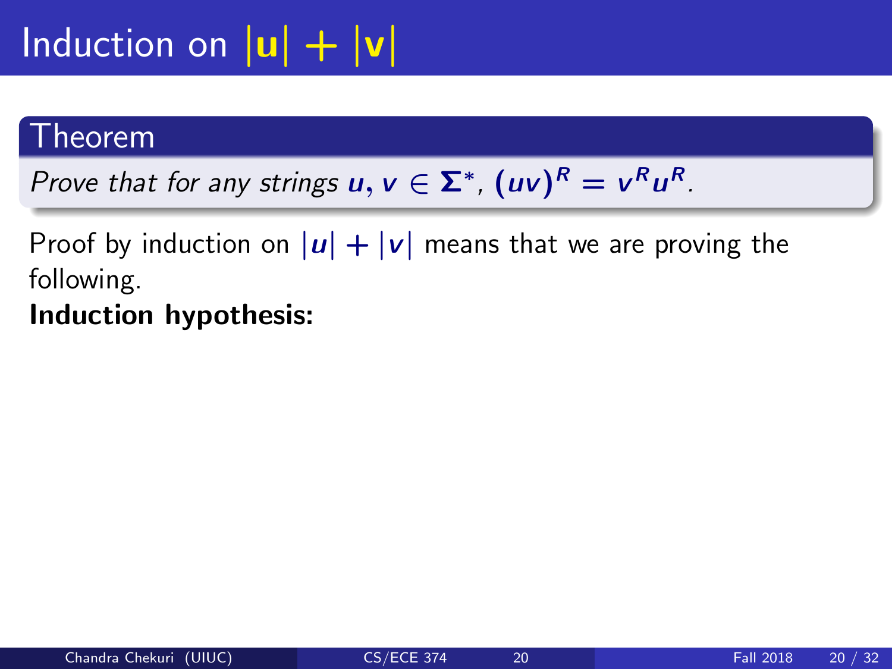# Induction on $|\mathbf{u}| + |\mathbf{v}|$

## Theorem

*Prove that for any strings $u, v \in \Sigma^*$, $(uv)^R = v^R u^R$.*

Proof by induction on $|u| + |v|$ means that we are proving the following.

**Induction hypothesis:**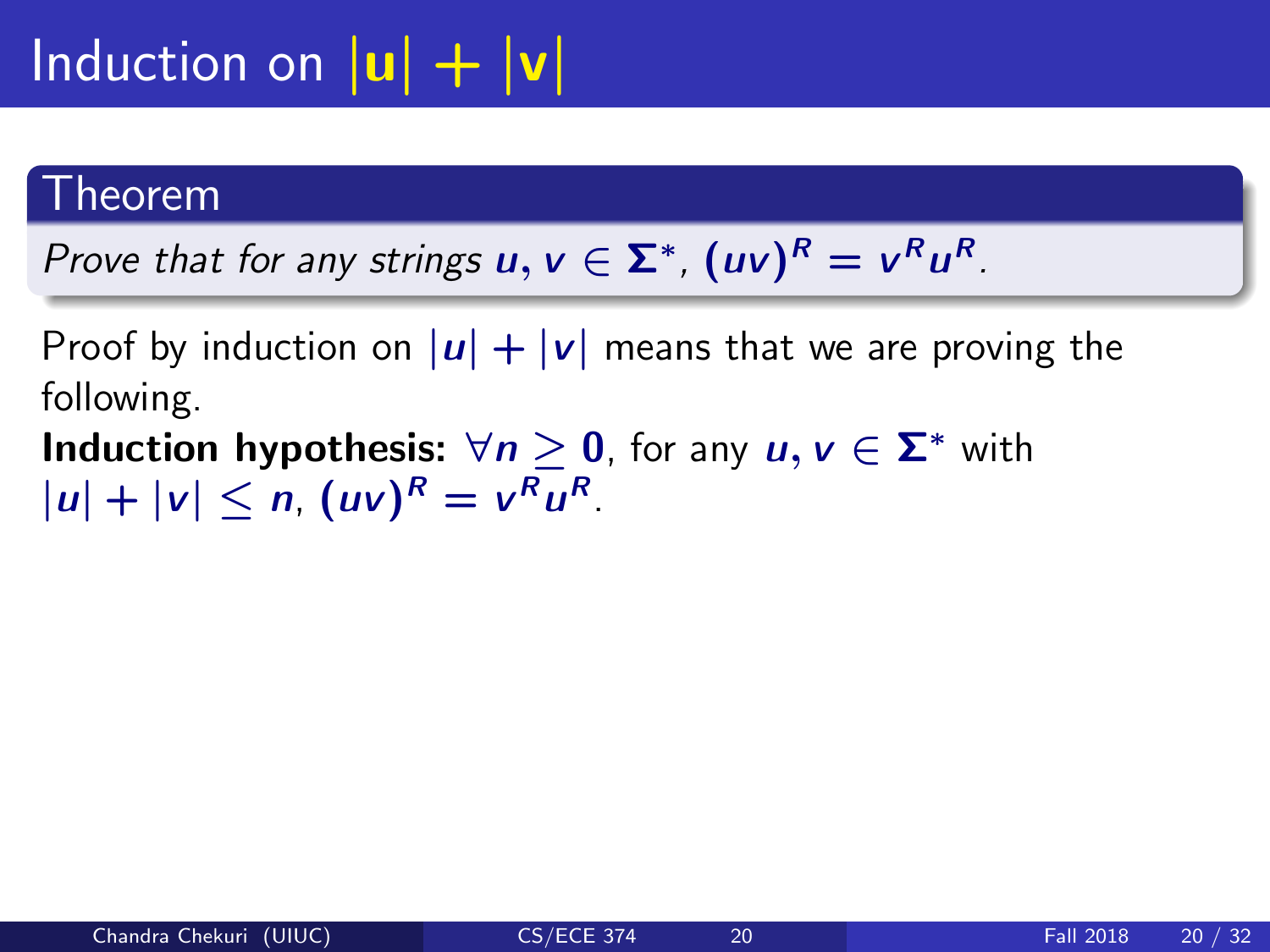# Induction on $|u| + |v|$

## Theorem

*Prove that for any strings $u, v \in \Sigma^*$, $(uv)^R = v^R u^R$.*

Proof by induction on $|u| + |v|$ means that we are proving the following.

**Induction hypothesis:** $\forall n \geq 0$, for any $u, v \in \Sigma^*$ with $|u| + |v| \leq n$, $(uv)^R = v^R u^R$.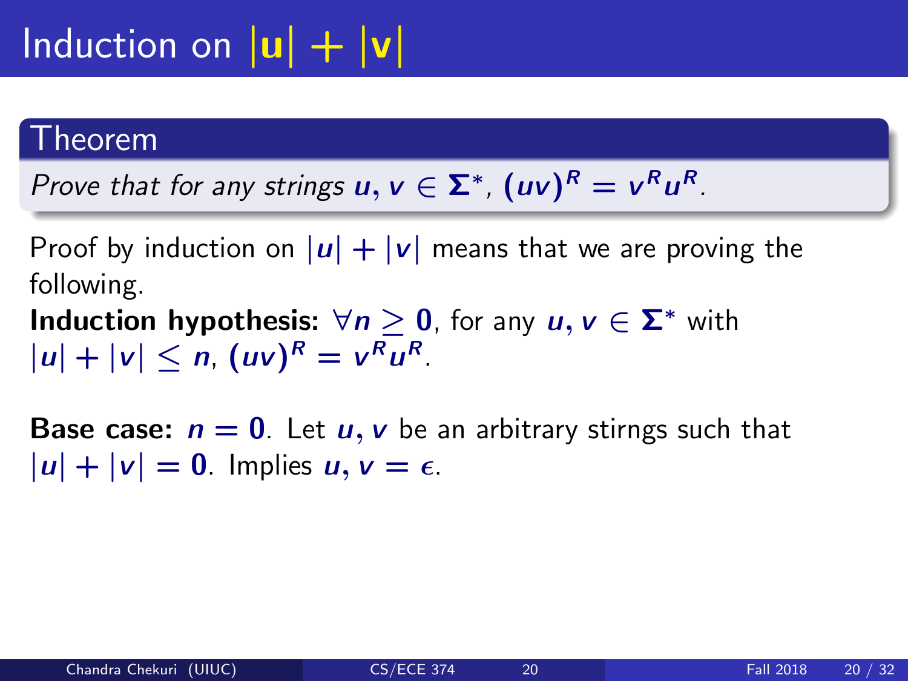# Induction on $|\mathbf{u}| + |\mathbf{v}|$

## Theorem

*Prove that for any strings $u, v \in \Sigma^*$, $(uv)^R = v^R u^R$.*

Proof by induction on $|u| + |v|$ means that we are proving the following.

**Induction hypothesis:** $\forall n \geq 0$, for any $u, v \in \Sigma^*$ with $|u| + |v| \leq n$, $(uv)^R = v^R u^R$.

**Base case:** $n = 0$. Let $u, v$ be an arbitrary stirngs such that $|u| + |v| = 0$. Implies $u, v = \epsilon$.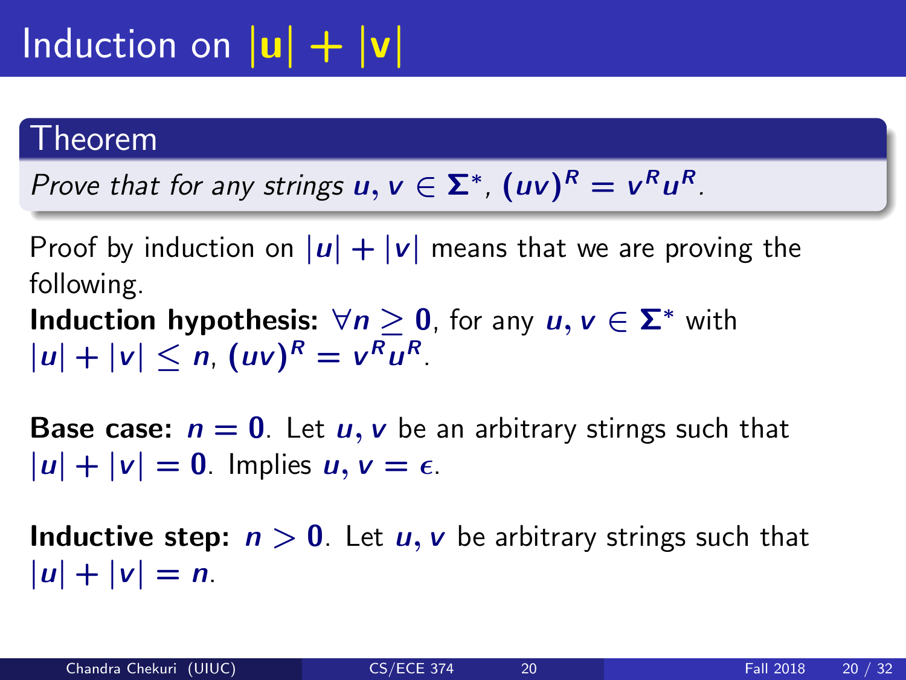# Induction on $|u| + |v|$

**Theorem**

*Prove that for any strings $u, v \in \Sigma^*$, $(uv)^R = v^R u^R$.*

Proof by induction on $|u| + |v|$ means that we are proving the following.

**Induction hypothesis:** $\forall n \geq 0$, for any $u, v \in \Sigma^*$ with $|u| + |v| \leq n$, $(uv)^R = v^R u^R$.

**Base case:** $n = 0$. Let $u, v$ be an arbitrary stirngs such that $|u| + |v| = 0$. Implies $u, v = \epsilon$.

**Inductive step:** $n > 0$. Let $u, v$ be arbitrary strings such that $|u| + |v| = n$.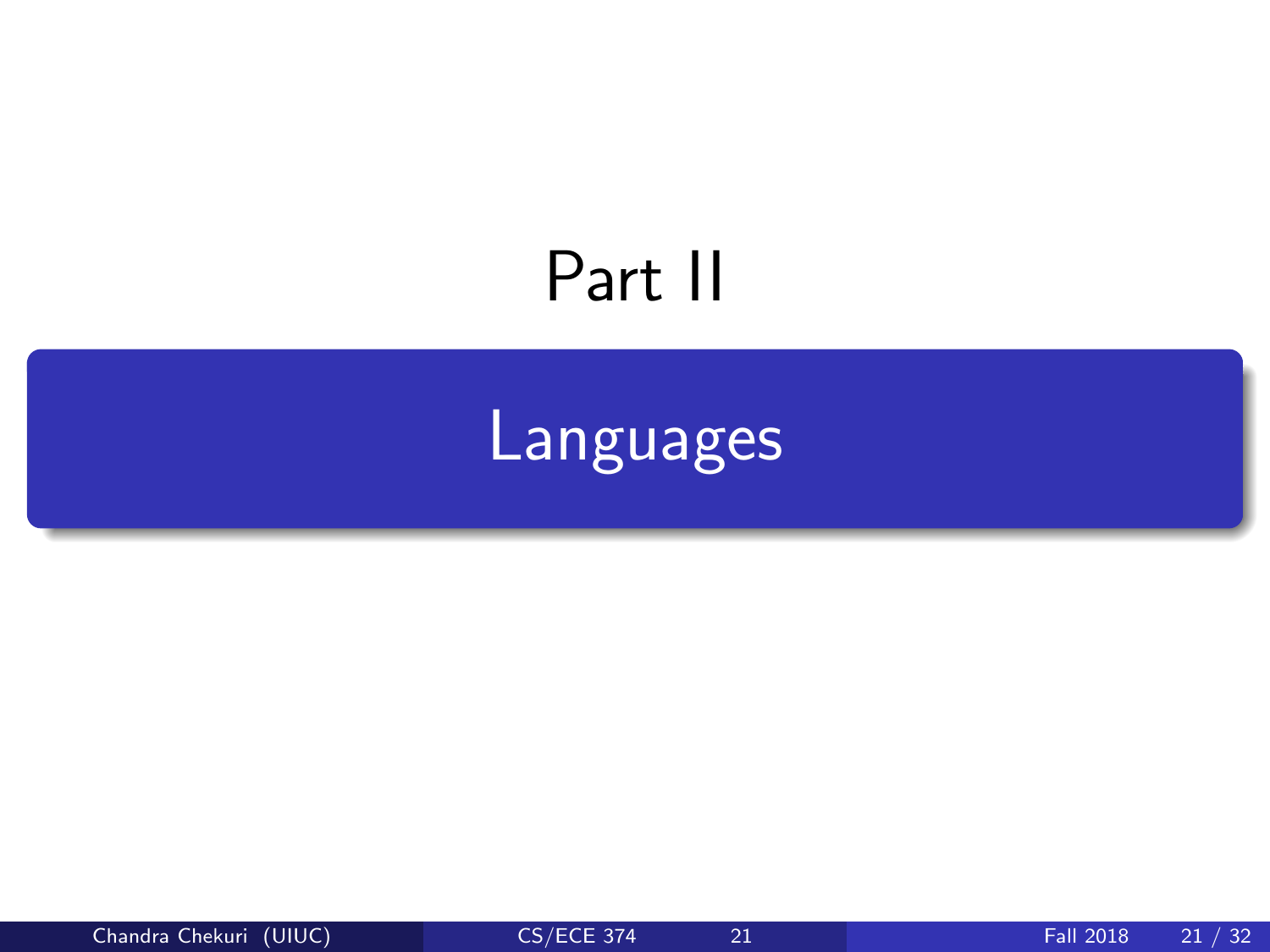# Part II

## Languages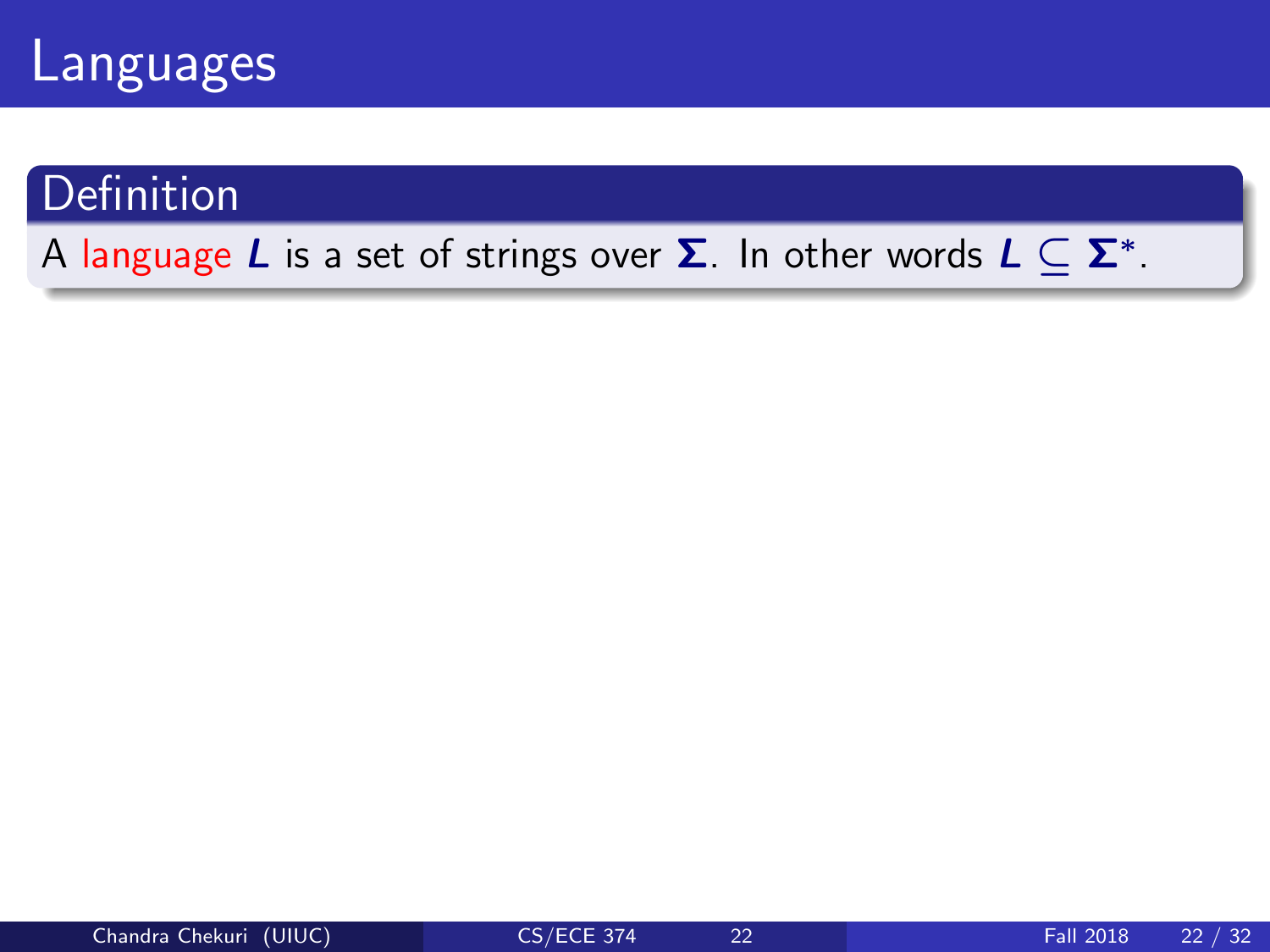# Languages

## Definition

A **language** $L$ is a set of strings over $\Sigma$. In other words $L \subseteq \Sigma^*$.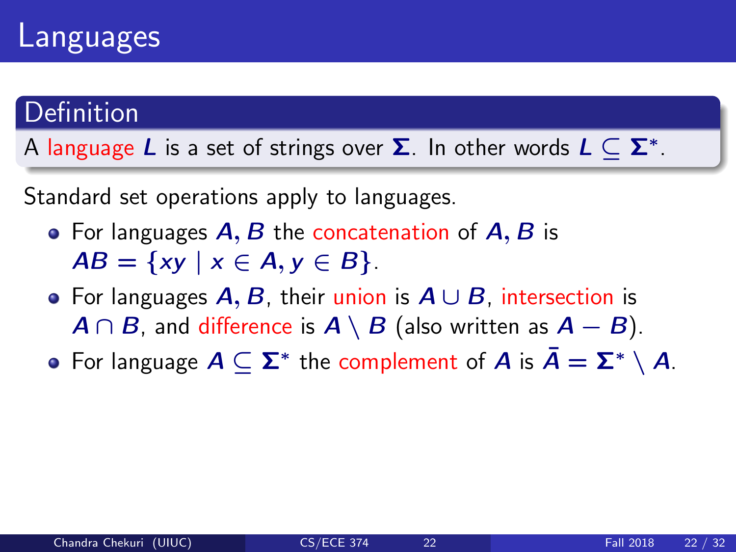# Languages

**Definition**

A language $L$ is a set of strings over $\Sigma$. In other words $L \subseteq \Sigma^*$.

Standard set operations apply to languages.

- For languages $A, B$ the concatenation of $A, B$ is $AB = \{xy \mid x \in A, y \in B\}$.
- For languages $A, B$, their union is $A \cup B$, intersection is $A \cap B$, and difference is $A \setminus B$ (also written as $A - B$).
- For language $A \subseteq \Sigma^*$ the complement of $A$ is $\bar{A} = \Sigma^* \setminus A$.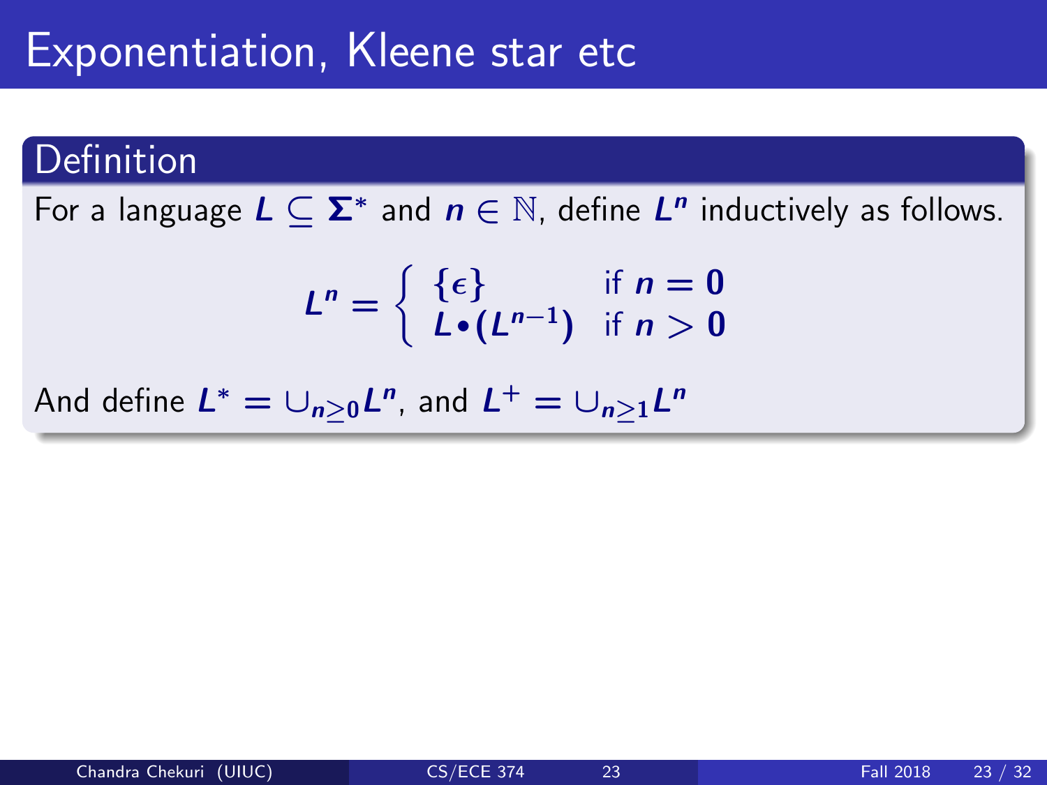# Exponentiation, Kleene star etc

## Definition

For a language $L \subseteq \Sigma^*$ and $n \in \mathbb{N}$, define $L^n$ inductively as follows.

$$L^n = \begin{cases} \{\epsilon\} & \text{if } n = 0 \\ L \bullet (L^{n-1}) & \text{if } n > 0 \end{cases}$$

And define $L^* = \cup_{n \geq 0} L^n$, and $L^+ = \cup_{n \geq 1} L^n$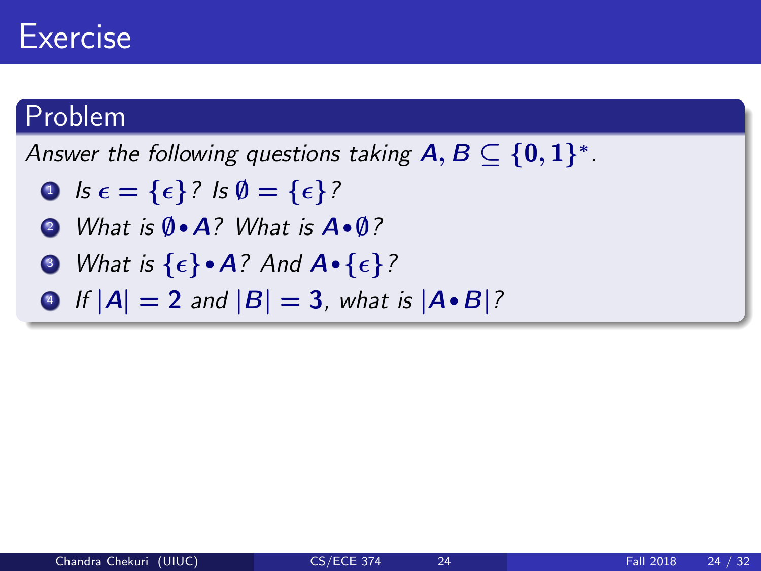# Exercise

## Problem

*Answer the following questions taking $A, B \subseteq \{0,1\}^*$.*

1. *Is $\epsilon = \{\epsilon\}$? Is $\emptyset = \{\epsilon\}$?*
2. *What is $\emptyset \bullet A$? What is $A \bullet \emptyset$?*
3. *What is $\{\epsilon\} \bullet A$? And $A \bullet \{\epsilon\}$?*
4. *If $|A| = 2$ and $|B| = 3$, what is $|A \bullet B|$?*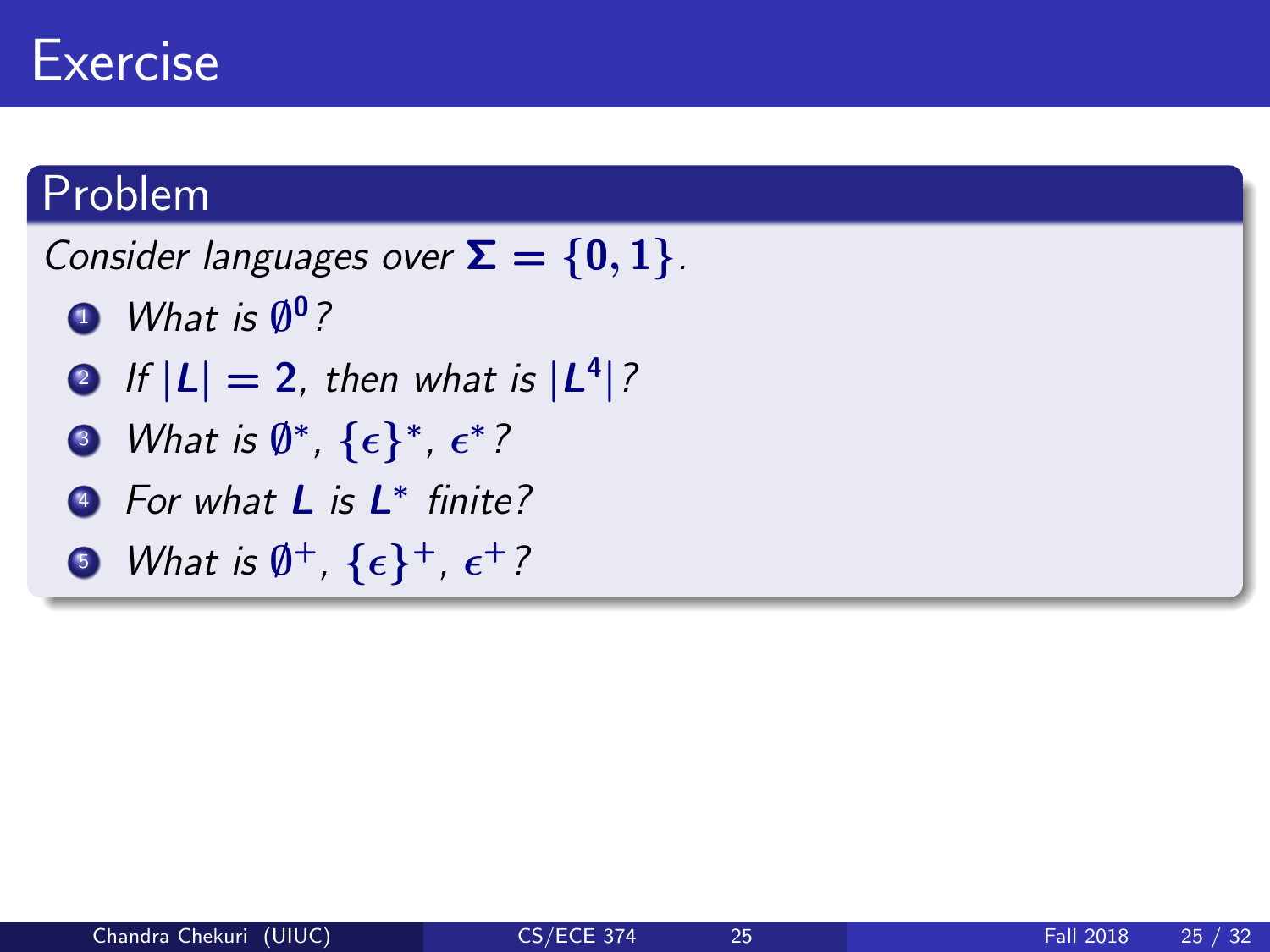# Exercise

## Problem

*Consider languages over* $\Sigma = \{0, 1\}$.

1. *What is* $\emptyset^0$*?*
2. *If* $|L| = 2$*, then what is* $|L^4|$*?*
3. *What is* $\emptyset^*$, $\{\epsilon\}^*$, $\epsilon^*$*?*
4. *For what* $L$ *is* $L^*$ *finite?*
5. *What is* $\emptyset^+$, $\{\epsilon\}^+$, $\epsilon^+$*?*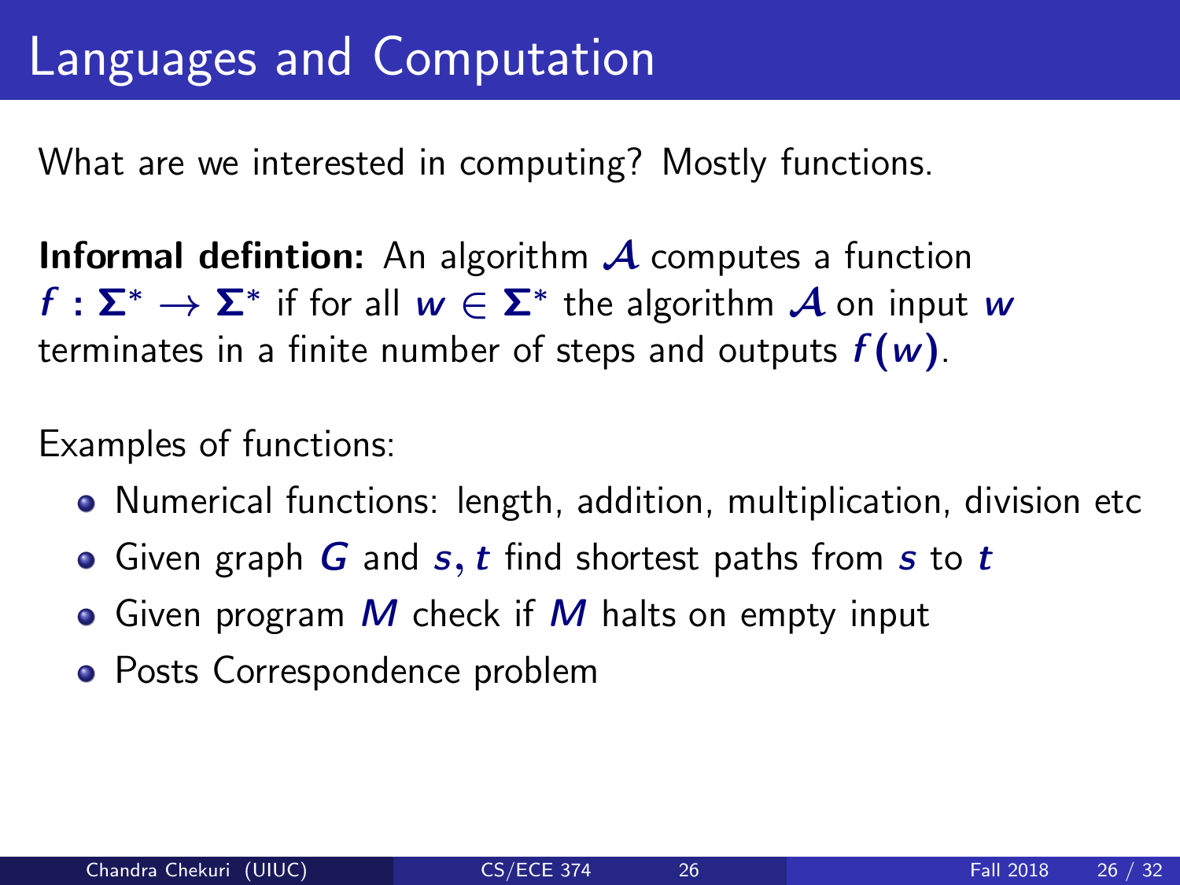# Languages and Computation

What are we interested in computing? Mostly functions.

**Informal defintion:** An algorithm $\mathcal{A}$ computes a function $f : \Sigma^* \rightarrow \Sigma^*$ if for all $w \in \Sigma^*$ the algorithm $\mathcal{A}$ on input $w$ terminates in a finite number of steps and outputs $f(w)$.

Examples of functions:

- Numerical functions: length, addition, multiplication, division etc
- Given graph $G$ and $s, t$ find shortest paths from $s$ to $t$
- Given program $M$ check if $M$ halts on empty input
- Posts Correspondence problem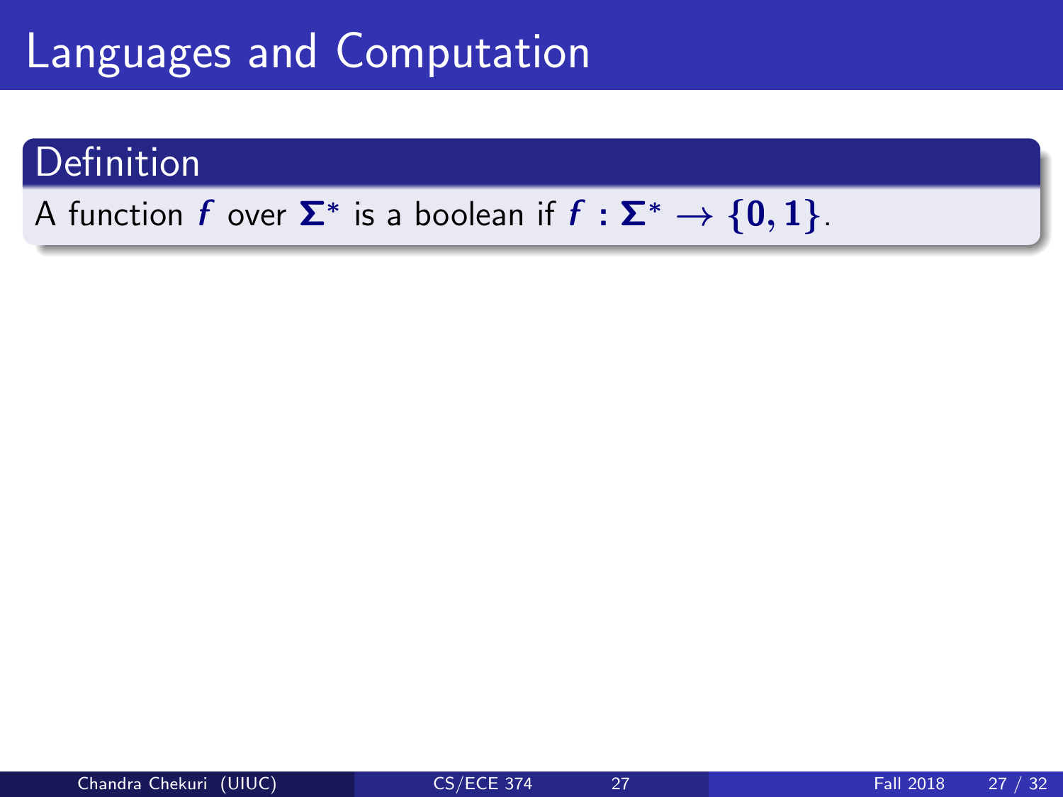# Languages and Computation

## Definition

A function $f$ over $\Sigma^*$ is a boolean if $f : \Sigma^* \rightarrow \{0, 1\}$.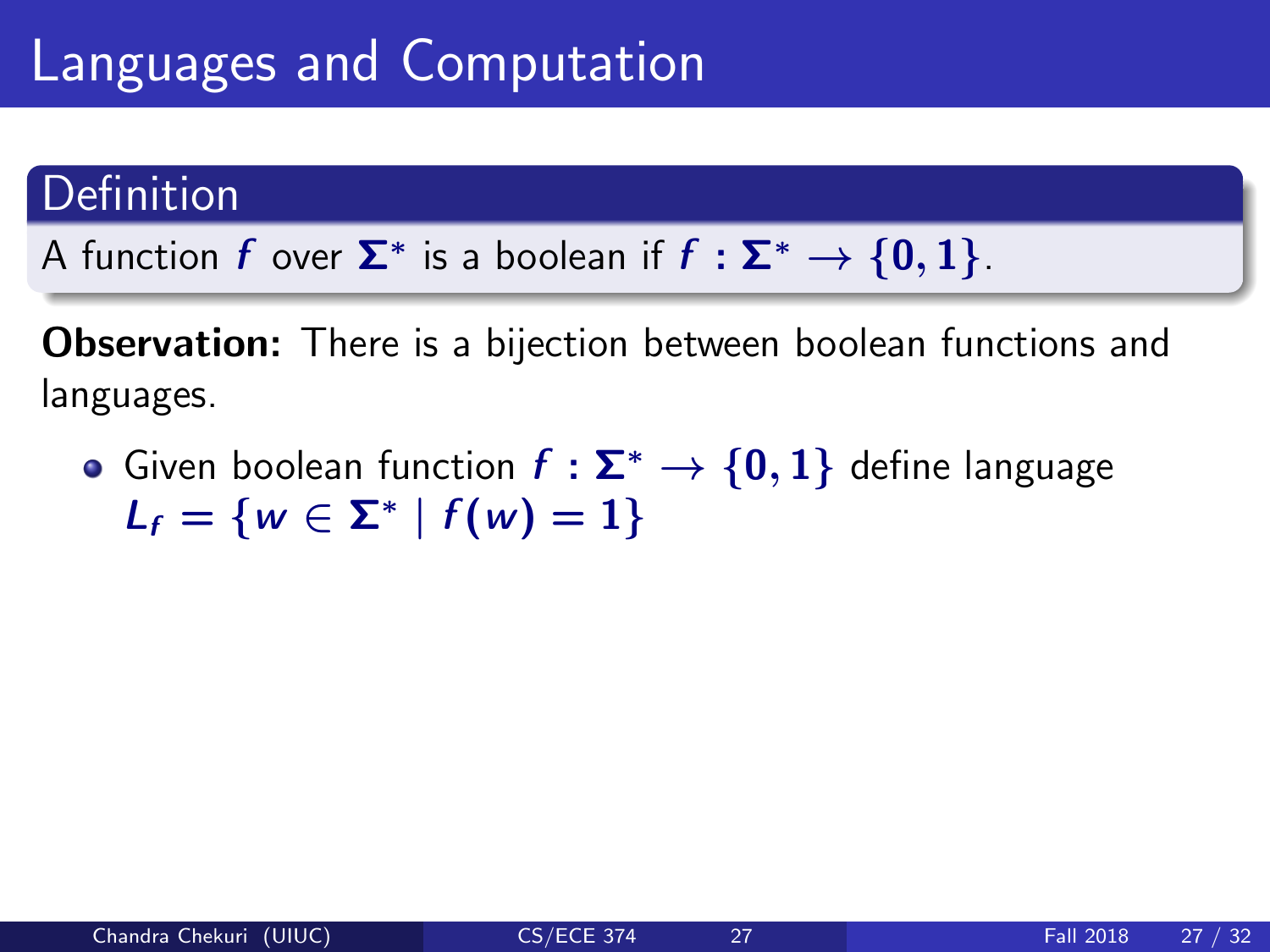# Languages and Computation

**Definition**

A function $f$ over $\Sigma^*$ is a boolean if $f : \Sigma^* \rightarrow \{0, 1\}$.

**Observation:** There is a bijection between boolean functions and languages.

- Given boolean function $f : \Sigma^* \rightarrow \{0, 1\}$ define language $L_f = \{w \in \Sigma^* \mid f(w) = 1\}$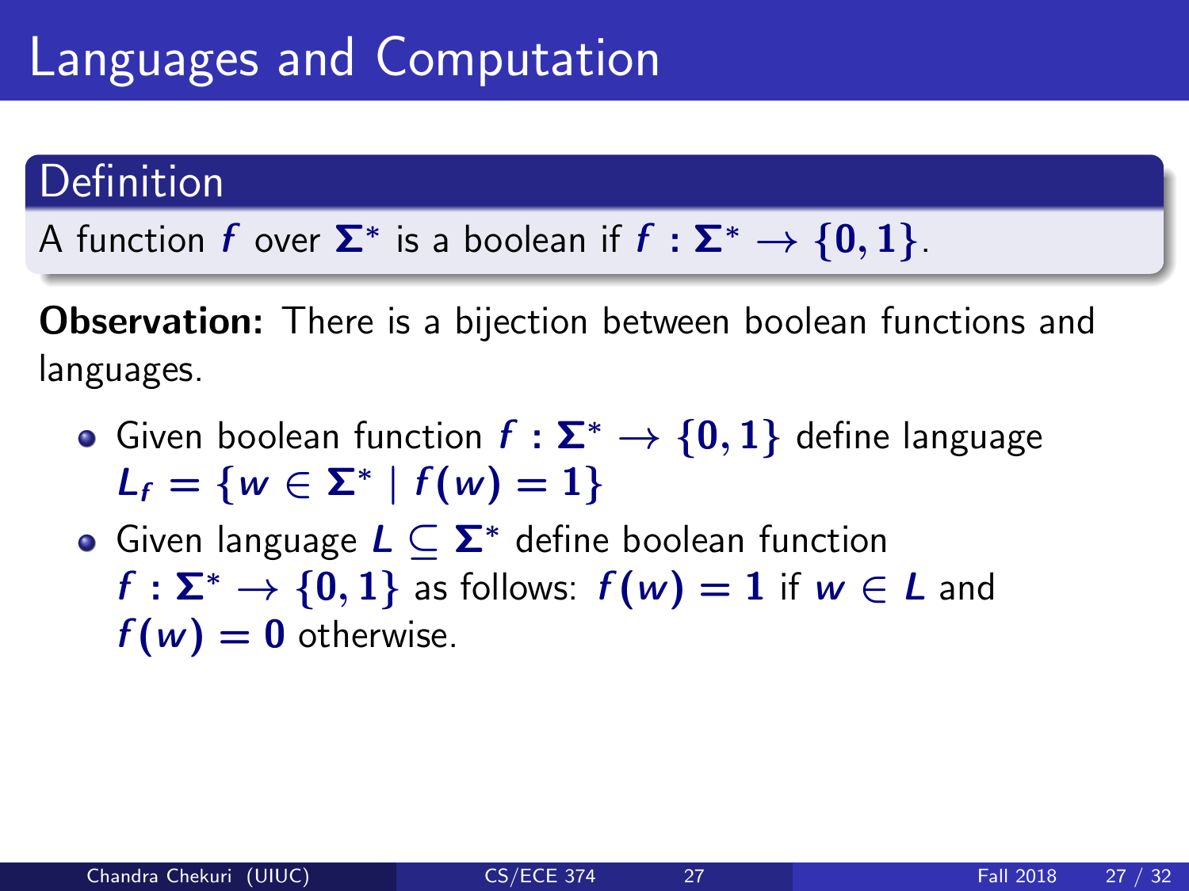# Languages and Computation

## Definition

A function $f$ over $\Sigma^*$ is a boolean if $f : \Sigma^* \to \{0, 1\}$.

**Observation:** There is a bijection between boolean functions and languages.

- Given boolean function $f : \Sigma^* \to \{0, 1\}$ define language $L_f = \{w \in \Sigma^* \mid f(w) = 1\}$
- Given language $L \subseteq \Sigma^*$ define boolean function $f : \Sigma^* \to \{0, 1\}$ as follows: $f(w) = 1$ if $w \in L$ and $f(w) = 0$ otherwise.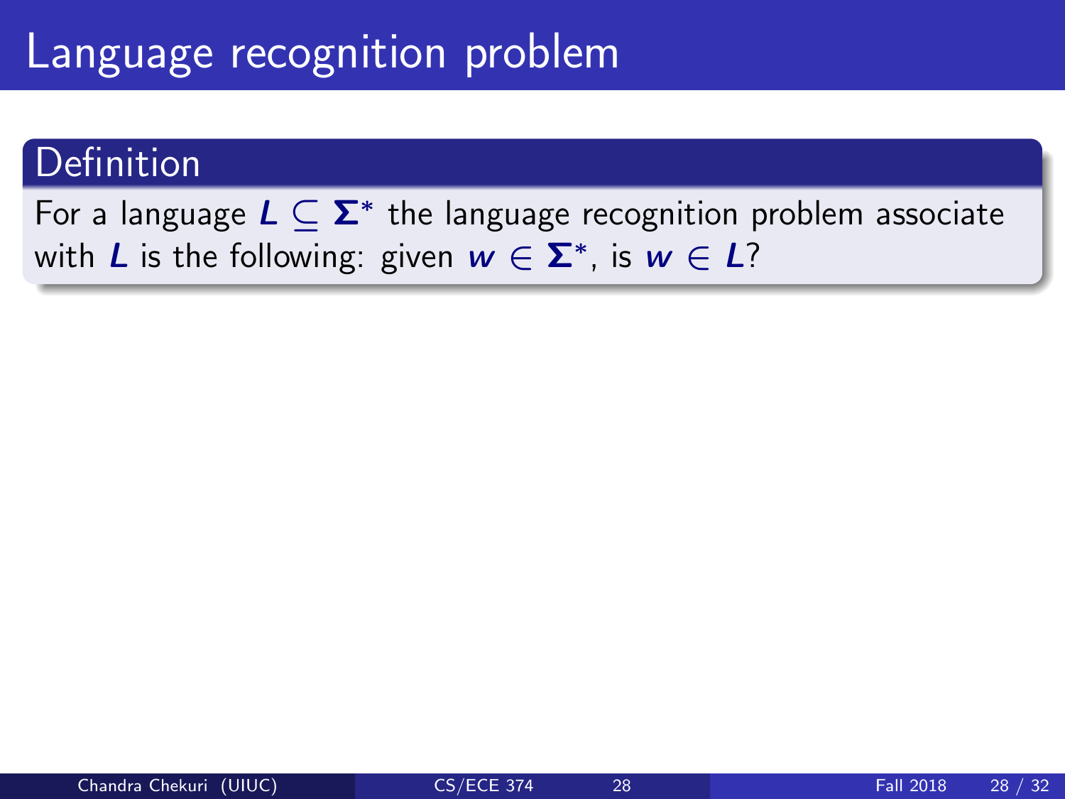# Language recognition problem

## Definition

For a language $L \subseteq \Sigma^*$ the language recognition problem associate with $L$ is the following: given $w \in \Sigma^*$, is $w \in L$?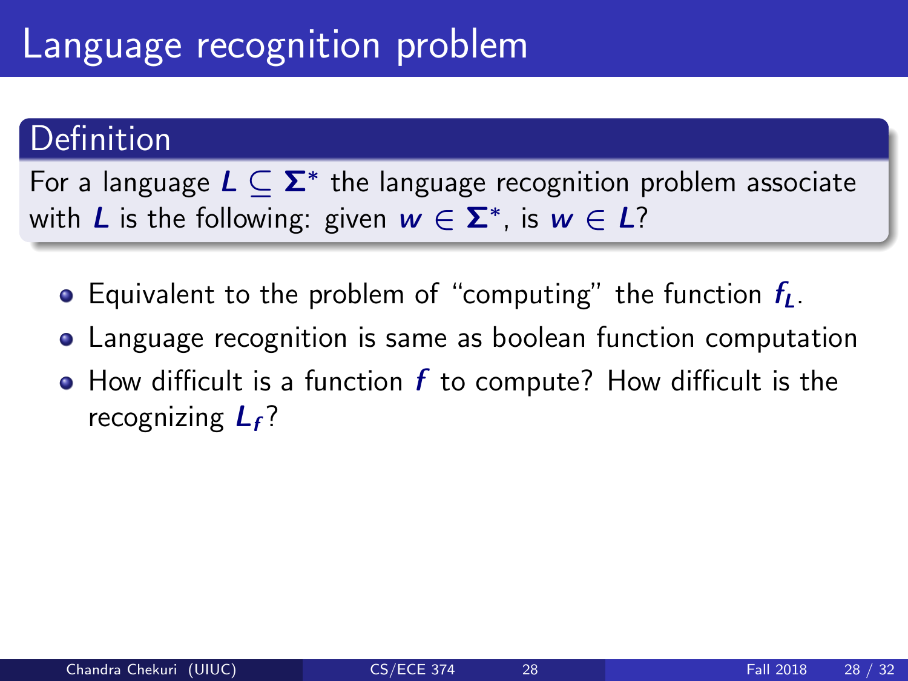# Language recognition problem

**Definition**

For a language $L \subseteq \Sigma^*$ the language recognition problem associate with $L$ is the following: given $w \in \Sigma^*$, is $w \in L$?

- Equivalent to the problem of "computing" the function $f_L$.
- Language recognition is same as boolean function computation
- How difficult is a function $f$ to compute? How difficult is the recognizing $L_f$?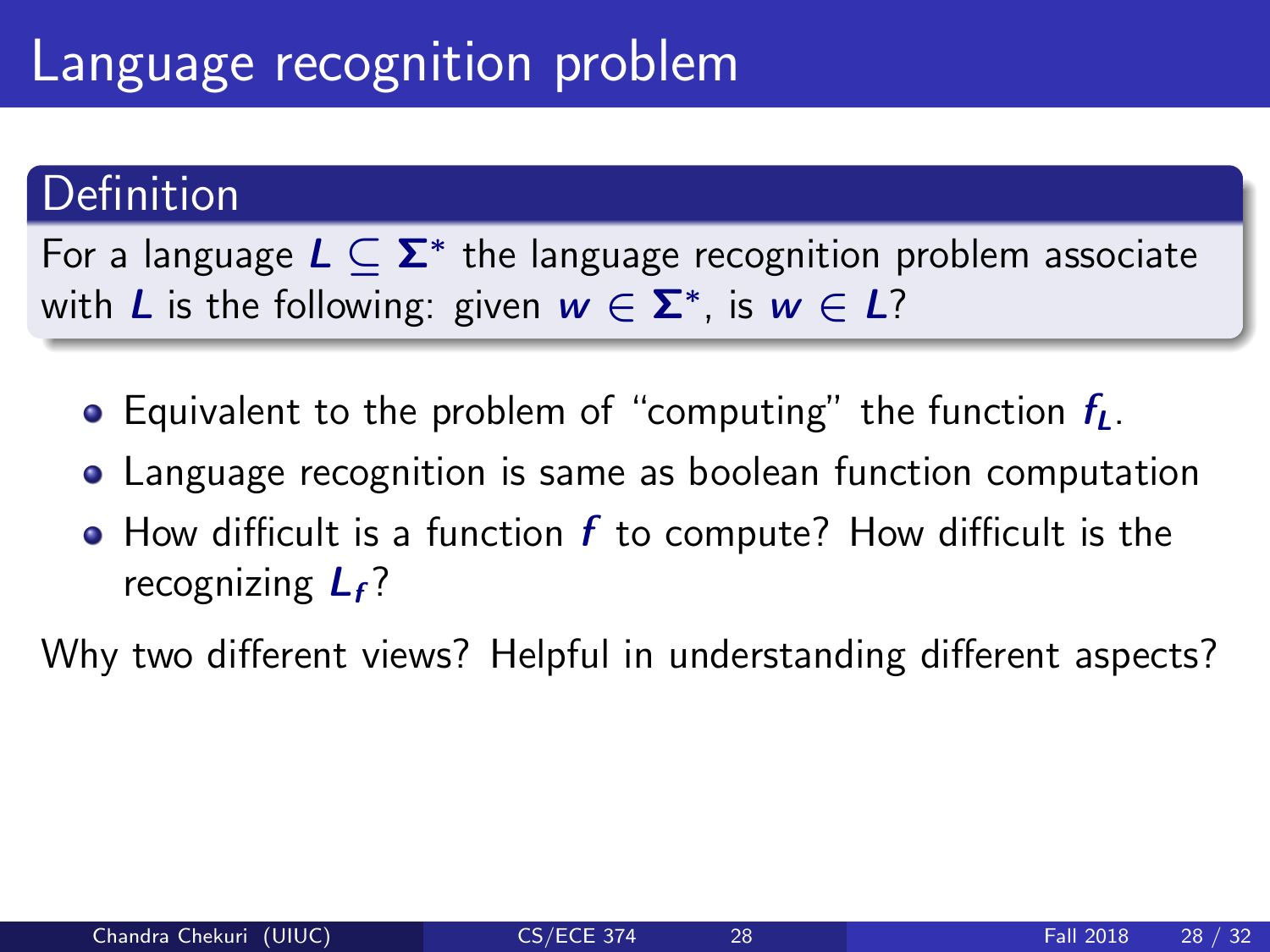# Language recognition problem

**Definition**

For a language $L \subseteq \Sigma^*$ the language recognition problem associate with $L$ is the following: given $w \in \Sigma^*$, is $w \in L$?

- Equivalent to the problem of "computing" the function $f_L$.
- Language recognition is same as boolean function computation
- How difficult is a function $f$ to compute? How difficult is the recognizing $L_f$?

Why two different views? Helpful in understanding different aspects?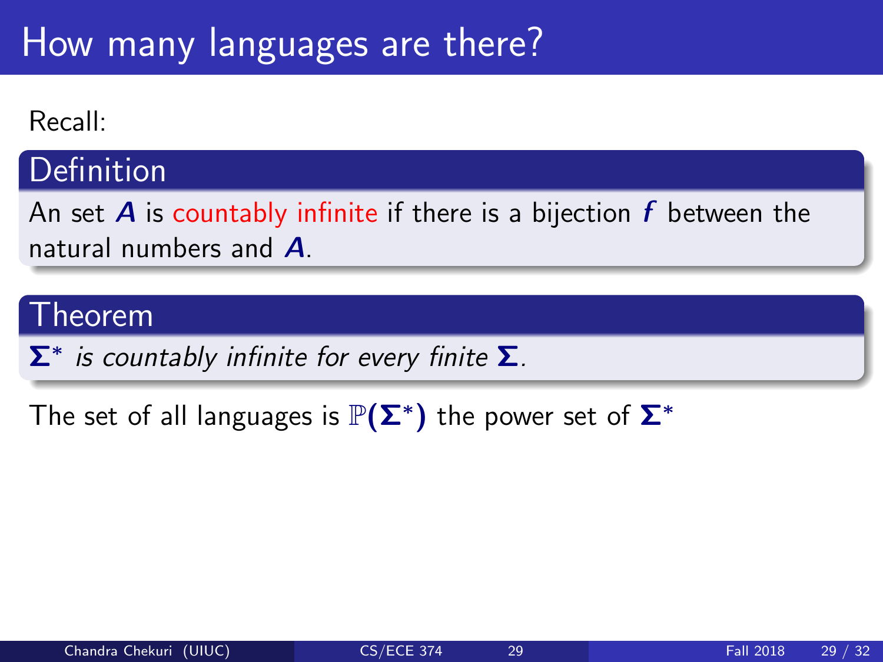# How many languages are there?

Recall:

**Definition**

An set $A$ is countably infinite if there is a bijection $f$ between the natural numbers and $A$.

**Theorem**

*$\Sigma^*$ is countably infinite for every finite $\Sigma$.*

The set of all languages is $\mathbb{P}(\Sigma^*)$ the power set of $\Sigma^*$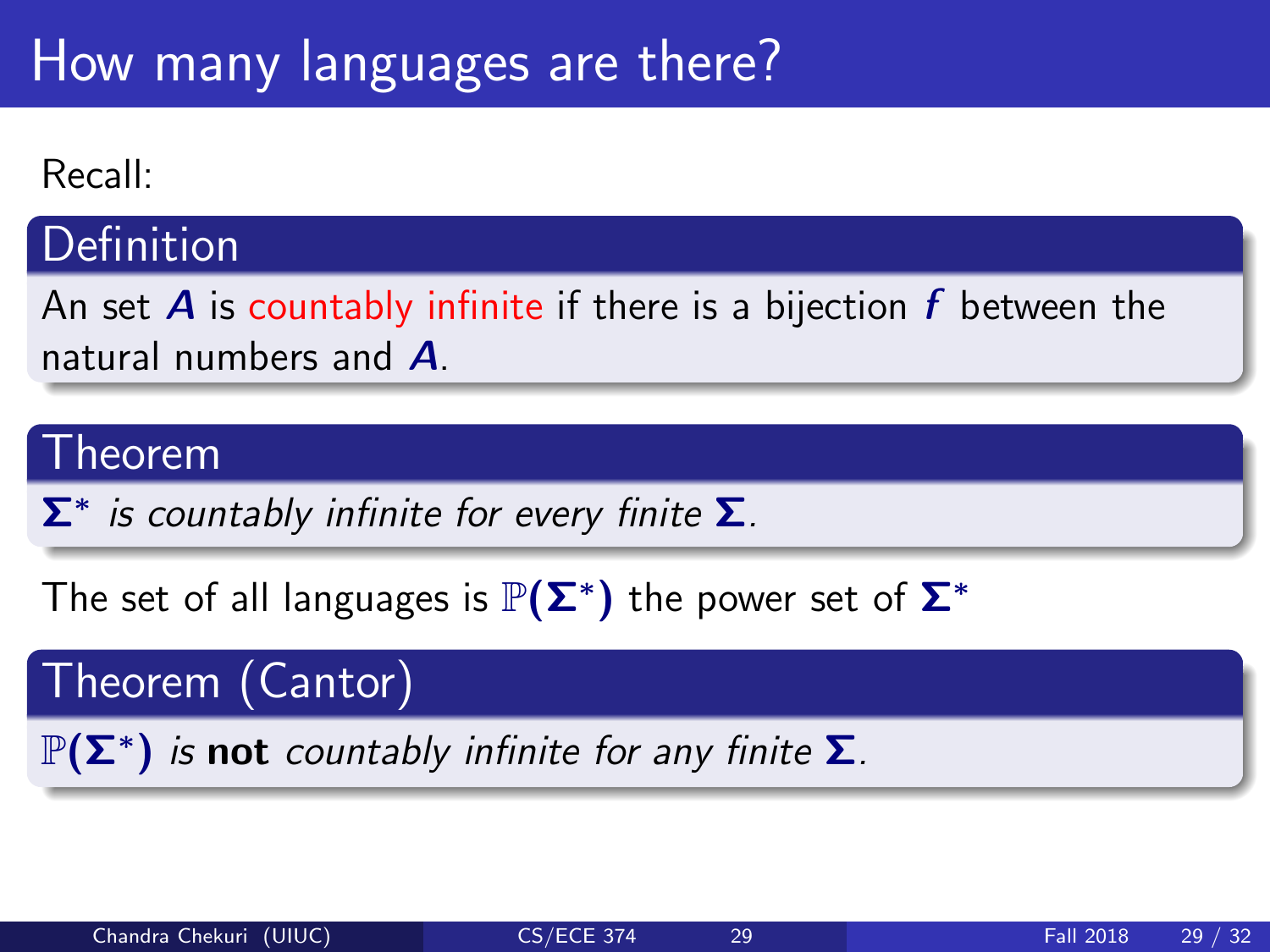# How many languages are there?

Recall:

**Definition**

An set $A$ is countably infinite if there is a bijection $f$ between the natural numbers and $A$.

**Theorem**

*$\Sigma^*$ is countably infinite for every finite $\Sigma$.*

The set of all languages is $\mathbb{P}(\Sigma^*)$ the power set of $\Sigma^*$

**Theorem (Cantor)**

*$\mathbb{P}(\Sigma^*)$ is **not** countably infinite for any finite $\Sigma$.*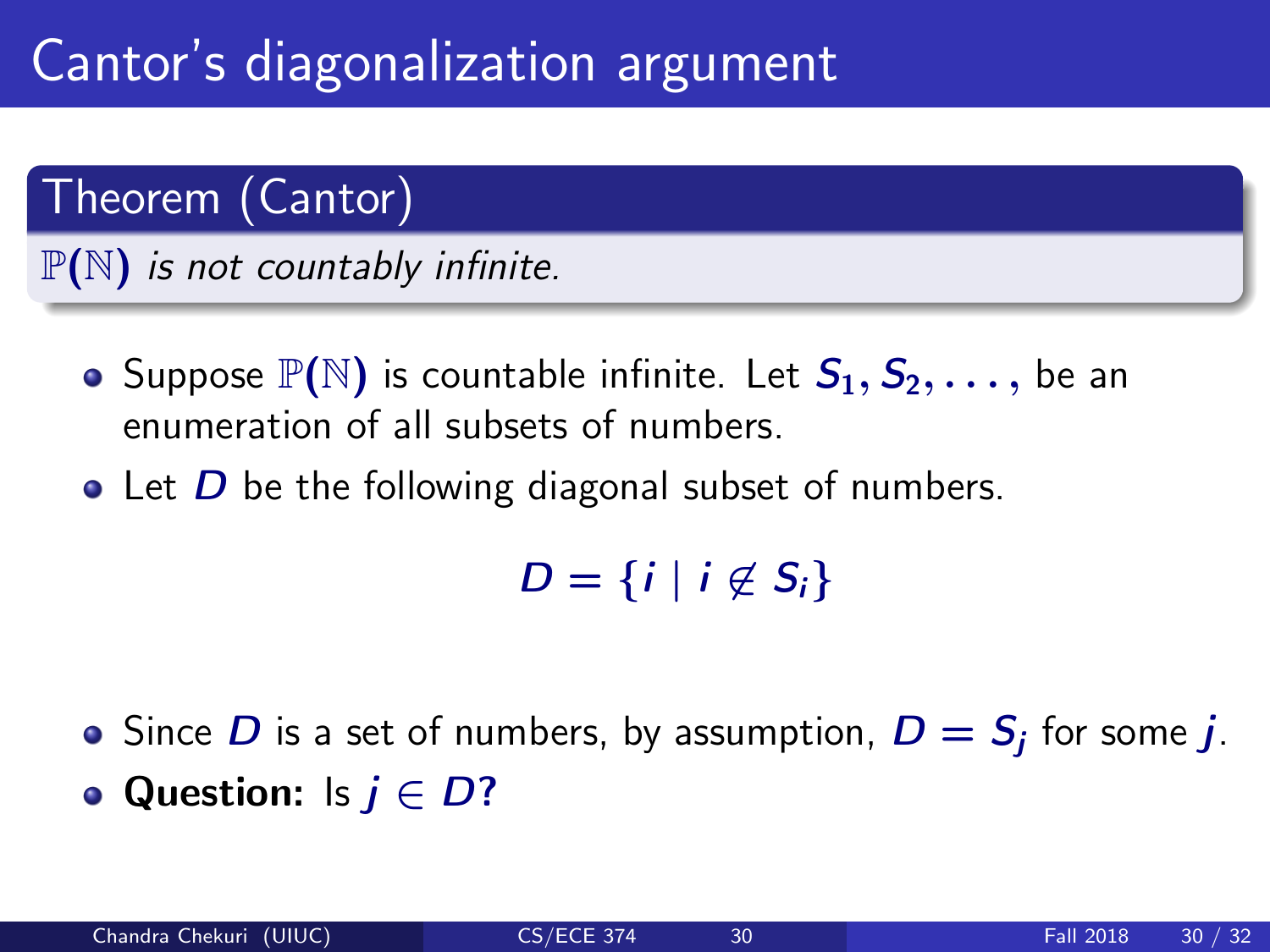# Cantor's diagonalization argument

**Theorem (Cantor)**

$\mathbb{P}(\mathbb{N})$ *is not countably infinite.*

- Suppose $\mathbb{P}(\mathbb{N})$ is countable infinite. Let $S_1, S_2, \ldots,$ be an enumeration of all subsets of numbers.
- Let $D$ be the following diagonal subset of numbers.

$$D = \{i \mid i \not\in S_i\}$$

- Since $D$ is a set of numbers, by assumption, $D = S_j$ for some $j$.
- **Question:** Is $j \in D$?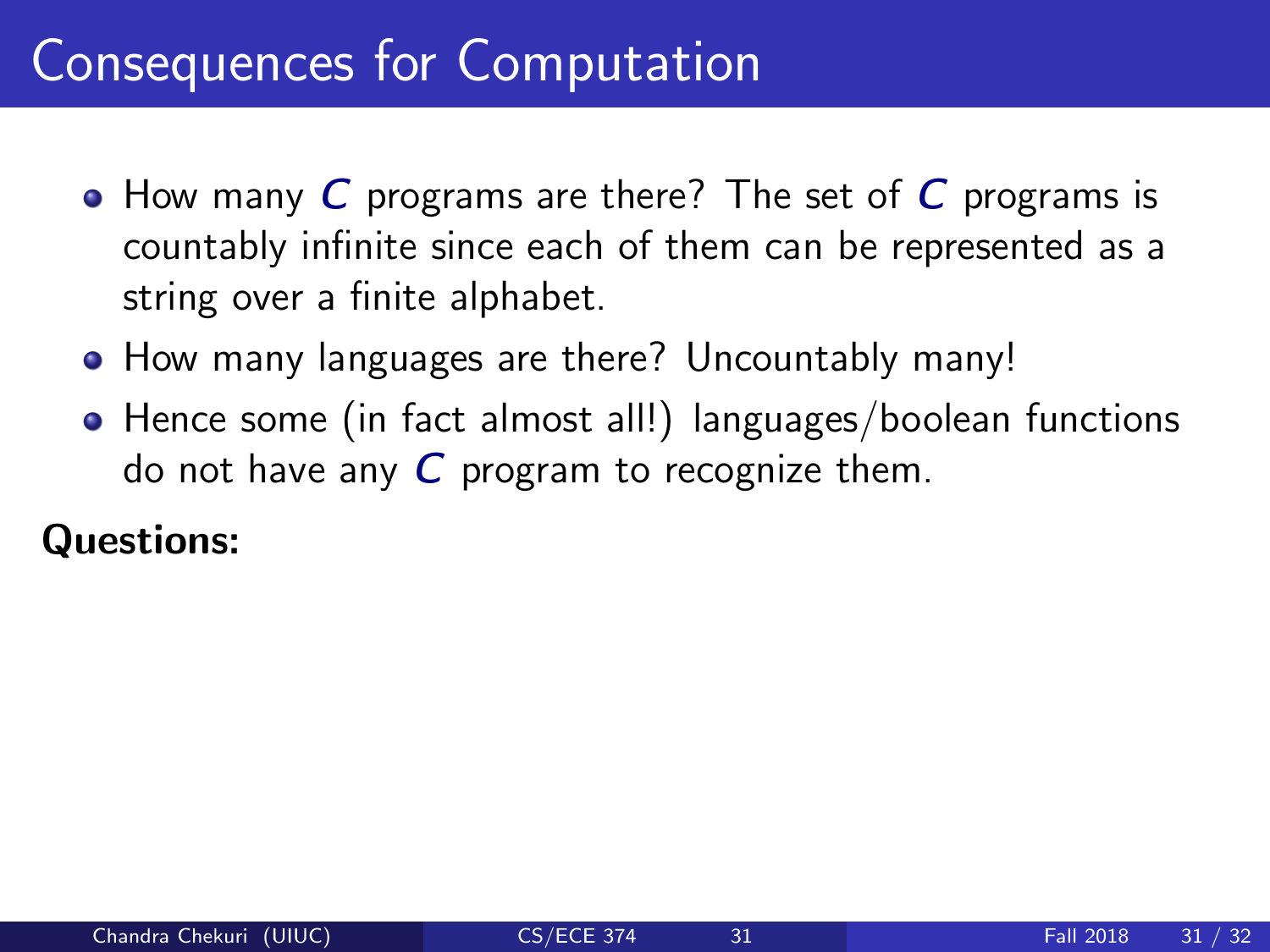# Consequences for Computation

- How many $C$ programs are there? The set of $C$ programs is countably infinite since each of them can be represented as a string over a finite alphabet.
- How many languages are there? Uncountably many!
- Hence some (in fact almost all!) languages/boolean functions do not have any $C$ program to recognize them.

**Questions:**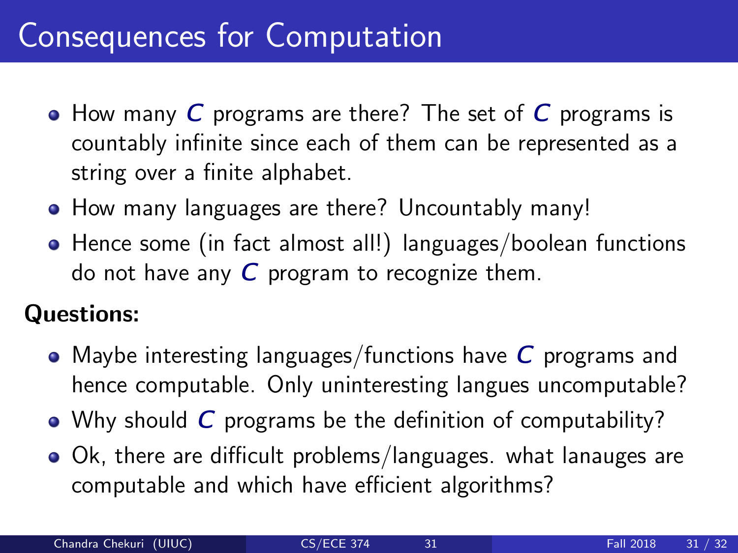# Consequences for Computation

- How many $C$ programs are there? The set of $C$ programs is countably infinite since each of them can be represented as a string over a finite alphabet.
- How many languages are there? Uncountably many!
- Hence some (in fact almost all!) languages/boolean functions do not have any $C$ program to recognize them.

**Questions:**

- Maybe interesting languages/functions have $C$ programs and hence computable. Only uninteresting langues uncomputable?
- Why should $C$ programs be the definition of computability?
- Ok, there are difficult problems/languages. what lanauges are computable and which have efficient algorithms?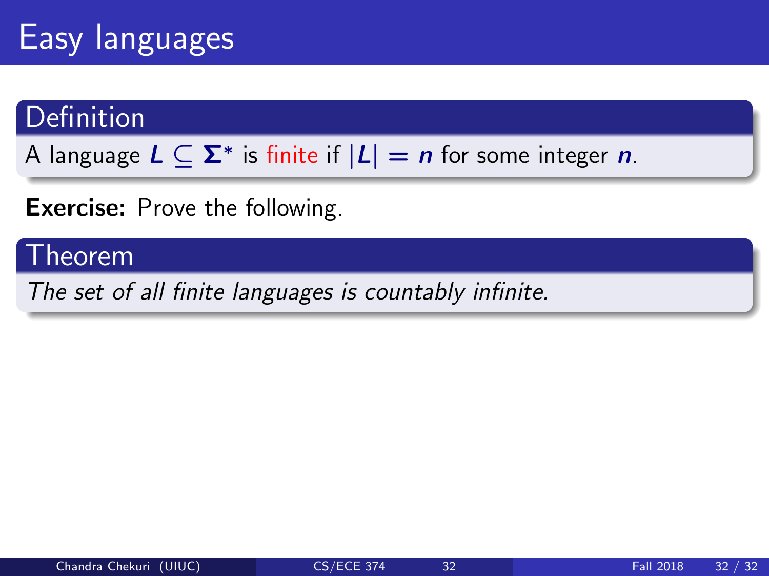# Easy languages

**Definition**

A language $L \subseteq \Sigma^*$ is finite if $|L| = n$ for some integer $n$.

**Exercise:** Prove the following.

**Theorem**

*The set of all finite languages is countably infinite.*